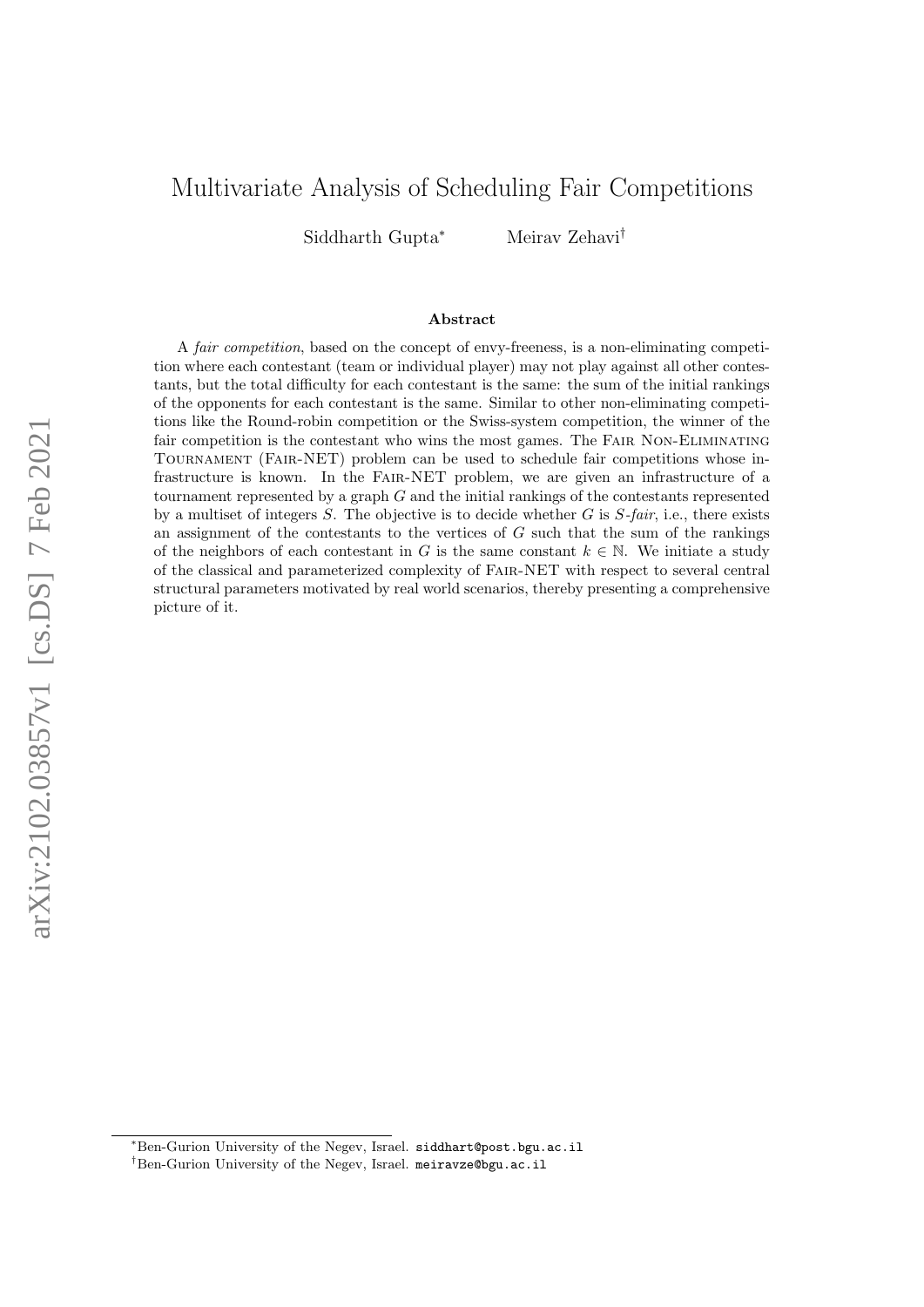# Multivariate Analysis of Scheduling Fair Competitions

Siddharth Gupta[*] Meirav Zehavi[†]

### Abstract

A *fair competition*, based on the concept of envy-freeness, is a non-eliminating competition where each contestant (team or individual player) may not play against all other contestants, but the total difficulty for each contestant is the same: the sum of the initial rankings of the opponents for each contestant is the same. Similar to other non-eliminating competitions like the Round-robin competition or the Swiss-system competition, the winner of the fair competition is the contestant who wins the most games. The Fair Non-Eliminating Tournament (Fair-NET) problem can be used to schedule fair competitions whose infrastructure is known. In the Fair-NET problem, we are given an infrastructure of a tournament represented by a graph $G$ and the initial rankings of the contestants represented by a multiset of integers $S$. The objective is to decide whether $G$ is $S$-*fair*, i.e., there exists an assignment of the contestants to the vertices of $G$ such that the sum of the rankings of the neighbors of each contestant in $G$ is the same constant $k \in \mathbb{N}$. We initiate a study of the classical and parameterized complexity of Fair-NET with respect to several central structural parameters motivated by real world scenarios, thereby presenting a comprehensive picture of it.

---

[*]Ben-Gurion University of the Negev, Israel. siddhart@post.bgu.ac.il

[†]Ben-Gurion University of the Negev, Israel. meiravze@bgu.ac.il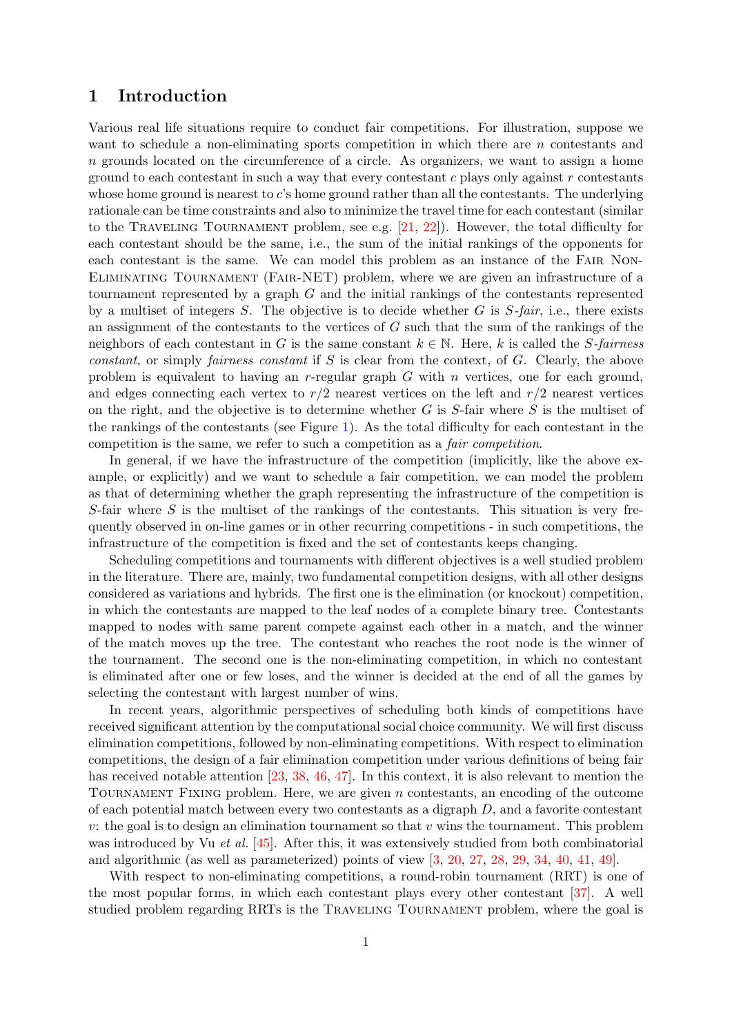# 1 Introduction

Various real life situations require to conduct fair competitions. For illustration, suppose we want to schedule a non-eliminating sports competition in which there are $n$ contestants and $n$ grounds located on the circumference of a circle. As organizers, we want to assign a home ground to each contestant in such a way that every contestant $c$ plays only against $r$ contestants whose home ground is nearest to $c$'s home ground rather than all the contestants. The underlying rationale can be time constraints and also to minimize the travel time for each contestant (similar to the Traveling Tournament problem, see e.g. [21, 22]). However, the total difficulty for each contestant should be the same, i.e., the sum of the initial rankings of the opponents for each contestant is the same. We can model this problem as an instance of the Fair Non-Eliminating Tournament (Fair-NET) problem, where we are given an infrastructure of a tournament represented by a graph $G$ and the initial rankings of the contestants represented by a multiset of integers $S$. The objective is to decide whether $G$ is $S$-*fair*, i.e., there exists an assignment of the contestants to the vertices of $G$ such that the sum of the rankings of the neighbors of each contestant in $G$ is the same constant $k \in \mathbb{N}$. Here, $k$ is called the $S$-*fairness constant*, or simply *fairness constant* if $S$ is clear from the context, of $G$. Clearly, the above problem is equivalent to having an $r$-regular graph $G$ with $n$ vertices, one for each ground, and edges connecting each vertex to $r/2$ nearest vertices on the left and $r/2$ nearest vertices on the right, and the objective is to determine whether $G$ is $S$-fair where $S$ is the multiset of the rankings of the contestants (see Figure 1). As the total difficulty for each contestant in the competition is the same, we refer to such a competition as a *fair competition*.

In general, if we have the infrastructure of the competition (implicitly, like the above example, or explicitly) and we want to schedule a fair competition, we can model the problem as that of determining whether the graph representing the infrastructure of the competition is $S$-fair where $S$ is the multiset of the rankings of the contestants. This situation is very frequently observed in on-line games or in other recurring competitions - in such competitions, the infrastructure of the competition is fixed and the set of contestants keeps changing.

Scheduling competitions and tournaments with different objectives is a well studied problem in the literature. There are, mainly, two fundamental competition designs, with all other designs considered as variations and hybrids. The first one is the elimination (or knockout) competition, in which the contestants are mapped to the leaf nodes of a complete binary tree. Contestants mapped to nodes with same parent compete against each other in a match, and the winner of the match moves up the tree. The contestant who reaches the root node is the winner of the tournament. The second one is the non-eliminating competition, in which no contestant is eliminated after one or few loses, and the winner is decided at the end of all the games by selecting the contestant with largest number of wins.

In recent years, algorithmic perspectives of scheduling both kinds of competitions have received significant attention by the computational social choice community. We will first discuss elimination competitions, followed by non-eliminating competitions. With respect to elimination competitions, the design of a fair elimination competition under various definitions of being fair has received notable attention [23, 38, 46, 47]. In this context, it is also relevant to mention the Tournament Fixing problem. Here, we are given $n$ contestants, an encoding of the outcome of each potential match between every two contestants as a digraph $D$, and a favorite contestant $v$: the goal is to design an elimination tournament so that $v$ wins the tournament. This problem was introduced by Vu *et al.* [45]. After this, it was extensively studied from both combinatorial and algorithmic (as well as parameterized) points of view [3, 20, 27, 28, 29, 34, 40, 41, 49].

With respect to non-eliminating competitions, a round-robin tournament (RRT) is one of the most popular forms, in which each contestant plays every other contestant [37]. A well studied problem regarding RRTs is the Traveling Tournament problem, where the goal is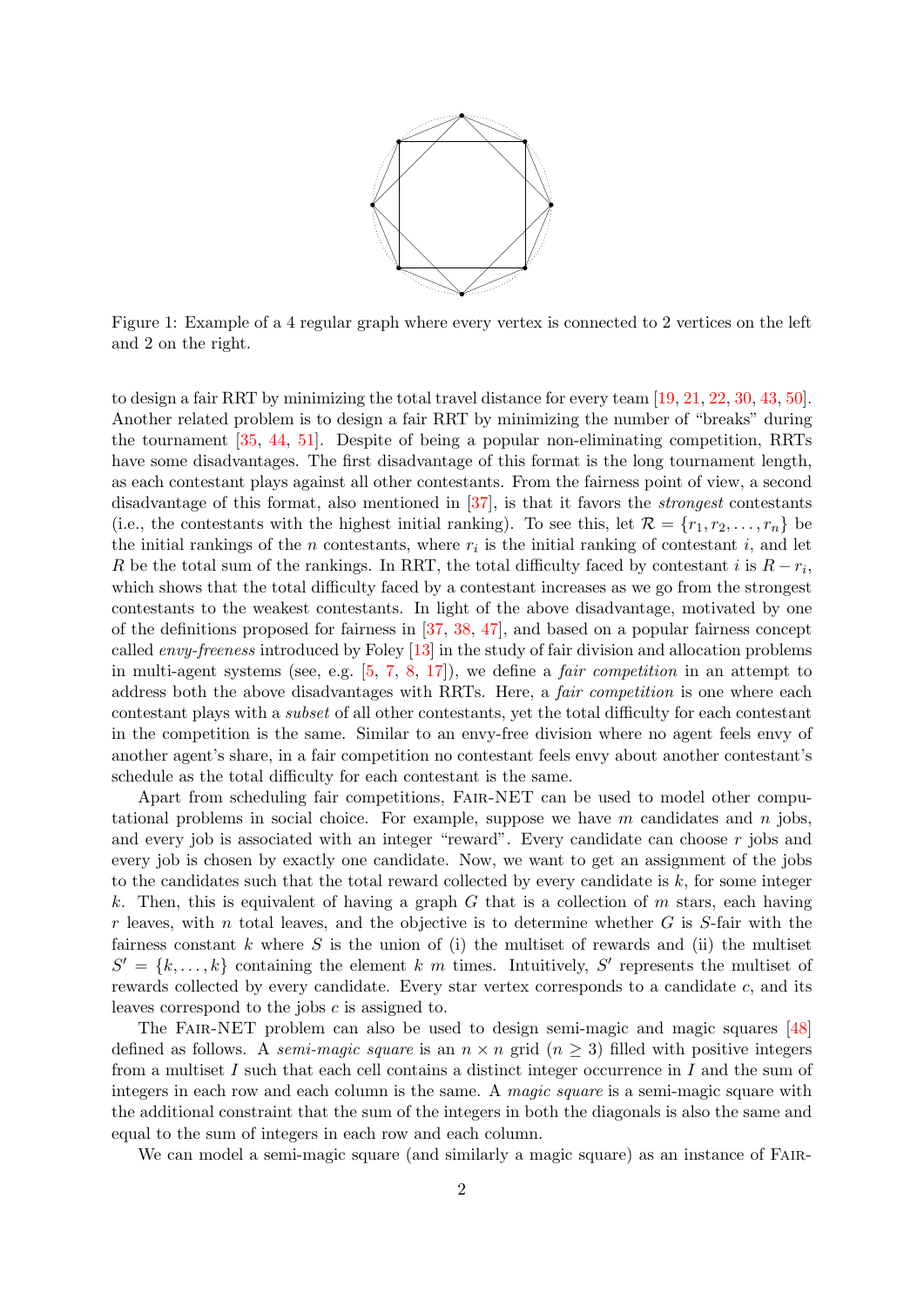Figure 1: Example of a 4 regular graph where every vertex is connected to 2 vertices on the left and 2 on the right.

to design a fair RRT by minimizing the total travel distance for every team [19, 21, 22, 30, 43, 50]. Another related problem is to design a fair RRT by minimizing the number of "breaks" during the tournament [35, 44, 51]. Despite of being a popular non-eliminating competition, RRTs have some disadvantages. The first disadvantage of this format is the long tournament length, as each contestant plays against all other contestants. From the fairness point of view, a second disadvantage of this format, also mentioned in [37], is that it favors the *strongest* contestants (i.e., the contestants with the highest initial ranking). To see this, let $\mathcal{R} = \{r_1, r_2, \ldots, r_n\}$ be the initial rankings of the $n$ contestants, where $r_i$ is the initial ranking of contestant $i$, and let $R$ be the total sum of the rankings. In RRT, the total difficulty faced by contestant $i$ is $R - r_i$, which shows that the total difficulty faced by a contestant increases as we go from the strongest contestants to the weakest contestants. In light of the above disadvantage, motivated by one of the definitions proposed for fairness in [37, 38, 47], and based on a popular fairness concept called *envy-freeness* introduced by Foley [13] in the study of fair division and allocation problems in multi-agent systems (see, e.g. [5, 7, 8, 17]), we define a *fair competition* in an attempt to address both the above disadvantages with RRTs. Here, a *fair competition* is one where each contestant plays with a *subset* of all other contestants, yet the total difficulty for each contestant in the competition is the same. Similar to an envy-free division where no agent feels envy of another agent's share, in a fair competition no contestant feels envy about another contestant's schedule as the total difficulty for each contestant is the same.

Apart from scheduling fair competitions, Fair-NET can be used to model other computational problems in social choice. For example, suppose we have $m$ candidates and $n$ jobs, and every job is associated with an integer "reward". Every candidate can choose $r$ jobs and every job is chosen by exactly one candidate. Now, we want to get an assignment of the jobs to the candidates such that the total reward collected by every candidate is $k$, for some integer $k$. Then, this is equivalent of having a graph $G$ that is a collection of $m$ stars, each having $r$ leaves, with $n$ total leaves, and the objective is to determine whether $G$ is $S$-fair with the fairness constant $k$ where $S$ is the union of (i) the multiset of rewards and (ii) the multiset $S' = \{k, \ldots, k\}$ containing the element $k$ $m$ times. Intuitively, $S'$ represents the multiset of rewards collected by every candidate. Every star vertex corresponds to a candidate $c$, and its leaves correspond to the jobs $c$ is assigned to.

The Fair-NET problem can also be used to design semi-magic and magic squares [48] defined as follows. A *semi-magic square* is an $n \times n$ grid ($n \geq 3$) filled with positive integers from a multiset $I$ such that each cell contains a distinct integer occurrence in $I$ and the sum of integers in each row and each column is the same. A *magic square* is a semi-magic square with the additional constraint that the sum of the integers in both the diagonals is also the same and equal to the sum of integers in each row and each column.

We can model a semi-magic square (and similarly a magic square) as an instance of Fair-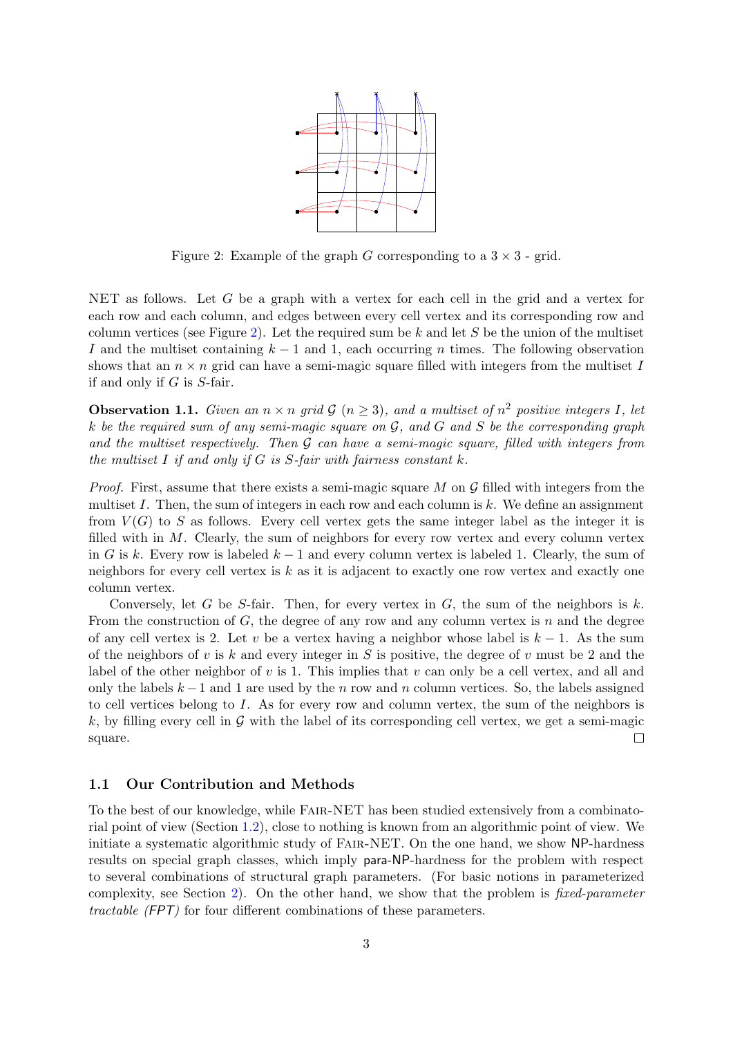Figure 2: Example of the graph $G$ corresponding to a $3 \times 3$ - grid.

NET as follows. Let $G$ be a graph with a vertex for each cell in the grid and a vertex for each row and each column, and edges between every cell vertex and its corresponding row and column vertices (see Figure 2). Let the required sum be $k$ and let $S$ be the union of the multiset $I$ and the multiset containing $k-1$ and 1, each occurring $n$ times. The following observation shows that an $n \times n$ grid can have a semi-magic square filled with integers from the multiset $I$ if and only if $G$ is $S$-fair.

**Observation 1.1.** *Given an $n \times n$ grid $\mathcal{G}$ ($n \geq 3$), and a multiset of $n^2$ positive integers $I$, let $k$ be the required sum of any semi-magic square on $\mathcal{G}$, and $G$ and $S$ be the corresponding graph and the multiset respectively. Then $\mathcal{G}$ can have a semi-magic square, filled with integers from the multiset $I$ if and only if $G$ is $S$-fair with fairness constant $k$.*

*Proof.* First, assume that there exists a semi-magic square $M$ on $\mathcal{G}$ filled with integers from the multiset $I$. Then, the sum of integers in each row and each column is $k$. We define an assignment from $V(G)$ to $S$ as follows. Every cell vertex gets the same integer label as the integer it is filled with in $M$. Clearly, the sum of neighbors for every row vertex and every column vertex in $G$ is $k$. Every row is labeled $k-1$ and every column vertex is labeled 1. Clearly, the sum of neighbors for every cell vertex is $k$ as it is adjacent to exactly one row vertex and exactly one column vertex.

Conversely, let $G$ be $S$-fair. Then, for every vertex in $G$, the sum of the neighbors is $k$. From the construction of $G$, the degree of any row and any column vertex is $n$ and the degree of any cell vertex is 2. Let $v$ be a vertex having a neighbor whose label is $k-1$. As the sum of the neighbors of $v$ is $k$ and every integer in $S$ is positive, the degree of $v$ must be 2 and the label of the other neighbor of $v$ is 1. This implies that $v$ can only be a cell vertex, and all and only the labels $k-1$ and 1 are used by the $n$ row and $n$ column vertices. So, the labels assigned to cell vertices belong to $I$. As for every row and column vertex, the sum of the neighbors is $k$, by filling every cell in $\mathcal{G}$ with the label of its corresponding cell vertex, we get a semi-magic square. □

### 1.1 Our Contribution and Methods

To the best of our knowledge, while Fair-NET has been studied extensively from a combinatorial point of view (Section 1.2), close to nothing is known from an algorithmic point of view. We initiate a systematic algorithmic study of Fair-NET. On the one hand, we show NP-hardness results on special graph classes, which imply para-NP-hardness for the problem with respect to several combinations of structural graph parameters. (For basic notions in parameterized complexity, see Section 2). On the other hand, we show that the problem is *fixed-parameter tractable (FPT)* for four different combinations of these parameters.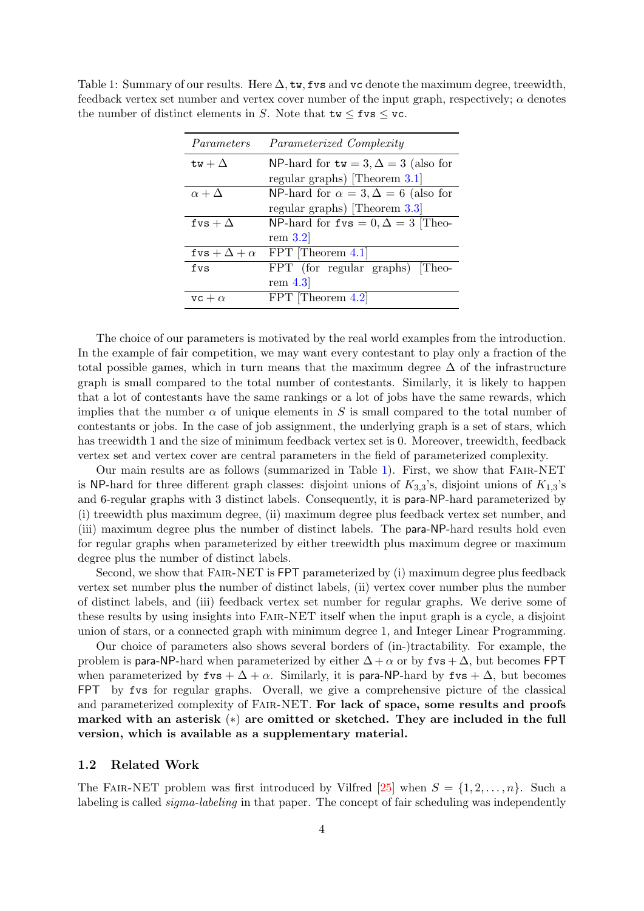Table 1: Summary of our results. Here $\Delta$, $\mathtt{tw}$, $\mathtt{fvs}$ and $\mathtt{vc}$ denote the maximum degree, treewidth, feedback vertex set number and vertex cover number of the input graph, respectively; $\alpha$ denotes the number of distinct elements in $S$. Note that $\mathtt{tw} \leq \mathtt{fvs} \leq \mathtt{vc}$.

| *Parameters* | *Parameterized Complexity* |
|---|---|
| $\mathtt{tw} + \Delta$ | NP-hard for $\mathtt{tw} = 3, \Delta = 3$ (also for regular graphs) [Theorem 3.1] |
| $\alpha + \Delta$ | NP-hard for $\alpha = 3, \Delta = 6$ (also for regular graphs) [Theorem 3.3] |
| $\mathtt{fvs} + \Delta$ | NP-hard for $\mathtt{fvs} = 0, \Delta = 3$ [Theorem 3.2] |
| $\mathtt{fvs} + \Delta + \alpha$ | FPT [Theorem 4.1] |
| $\mathtt{fvs}$ | FPT (for regular graphs) [Theorem 4.3] |
| $\mathtt{vc} + \alpha$ | FPT [Theorem 4.2] |

The choice of our parameters is motivated by the real world examples from the introduction. In the example of fair competition, we may want every contestant to play only a fraction of the total possible games, which in turn means that the maximum degree $\Delta$ of the infrastructure graph is small compared to the total number of contestants. Similarly, it is likely to happen that a lot of contestants have the same rankings or a lot of jobs have the same rewards, which implies that the number $\alpha$ of unique elements in $S$ is small compared to the total number of contestants or jobs. In the case of job assignment, the underlying graph is a set of stars, which has treewidth 1 and the size of minimum feedback vertex set is 0. Moreover, treewidth, feedback vertex set and vertex cover are central parameters in the field of parameterized complexity.

Our main results are as follows (summarized in Table 1). First, we show that Fair-NET is NP-hard for three different graph classes: disjoint unions of $K_{3,3}$'s, disjoint unions of $K_{1,3}$'s and 6-regular graphs with 3 distinct labels. Consequently, it is para-NP-hard parameterized by (i) treewidth plus maximum degree, (ii) maximum degree plus feedback vertex set number, and (iii) maximum degree plus the number of distinct labels. The para-NP-hard results hold even for regular graphs when parameterized by either treewidth plus maximum degree or maximum degree plus the number of distinct labels.

Second, we show that Fair-NET is FPT parameterized by (i) maximum degree plus feedback vertex set number plus the number of distinct labels, (ii) vertex cover number plus the number of distinct labels, and (iii) feedback vertex set number for regular graphs. We derive some of these results by using insights into Fair-NET itself when the input graph is a cycle, a disjoint union of stars, or a connected graph with minimum degree 1, and Integer Linear Programming.

Our choice of parameters also shows several borders of (in-)tractability. For example, the problem is para-NP-hard when parameterized by either $\Delta + \alpha$ or by $\mathtt{fvs} + \Delta$, but becomes FPT when parameterized by $\mathtt{fvs} + \Delta + \alpha$. Similarly, it is para-NP-hard by $\mathtt{fvs} + \Delta$, but becomes FPT by $\mathtt{fvs}$ for regular graphs. Overall, we give a comprehensive picture of the classical and parameterized complexity of Fair-NET. **For lack of space, some results and proofs marked with an asterisk ($*$) are omitted or sketched. They are included in the full version, which is available as a supplementary material.**

### 1.2 Related Work

The Fair-NET problem was first introduced by Vilfred [25] when $S = \{1, 2, \ldots, n\}$. Such a labeling is called *sigma-labeling* in that paper. The concept of fair scheduling was independently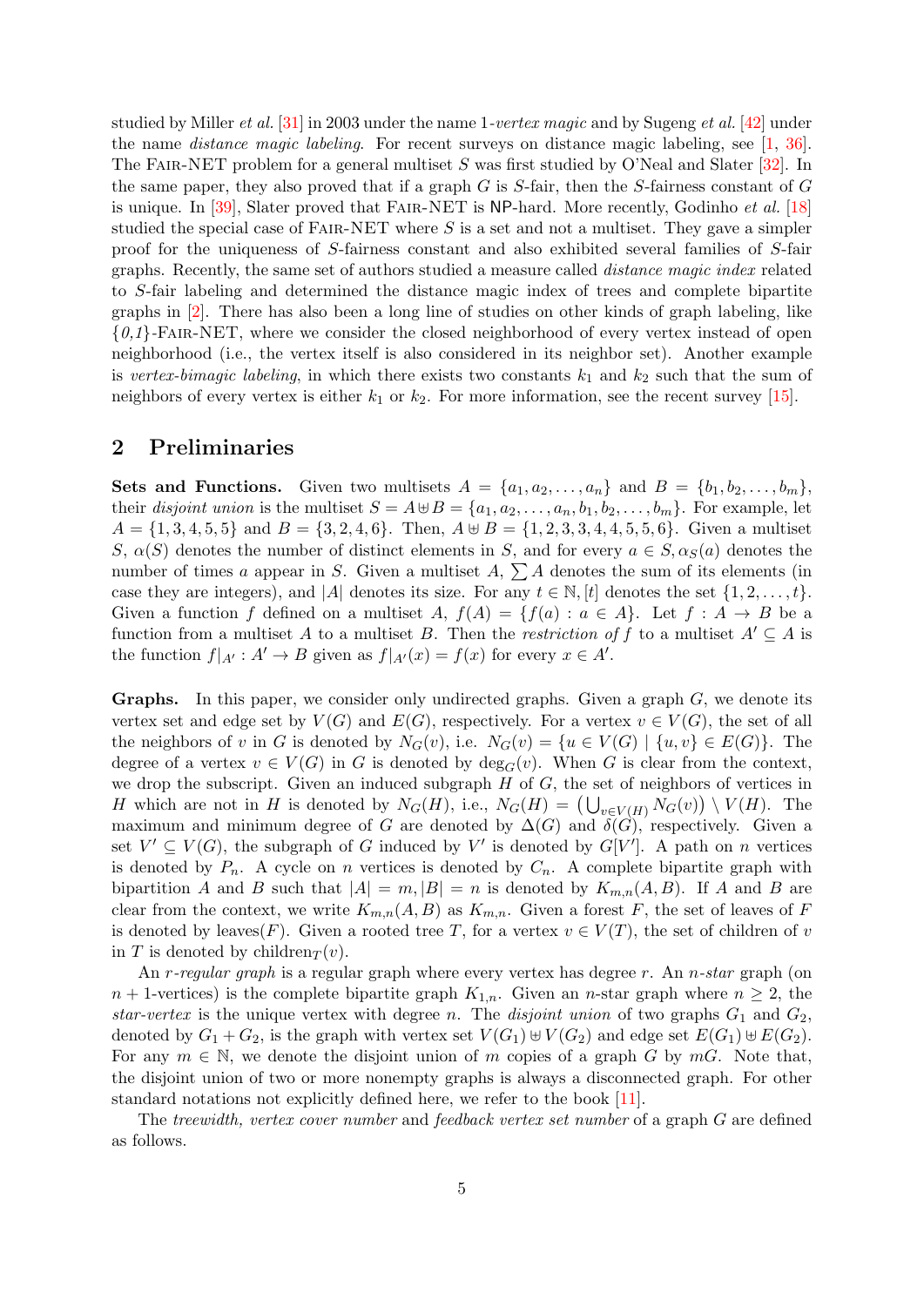studied by Miller *et al.* [31] in 2003 under the name 1-*vertex magic* and by Sugeng *et al.* [42] under the name *distance magic labeling*. For recent surveys on distance magic labeling, see [1, 36]. The Fair-NET problem for a general multiset $S$ was first studied by O'Neal and Slater [32]. In the same paper, they also proved that if a graph $G$ is $S$-fair, then the $S$-fairness constant of $G$ is unique. In [39], Slater proved that Fair-NET is NP-hard. More recently, Godinho *et al.* [18] studied the special case of Fair-NET where $S$ is a set and not a multiset. They gave a simpler proof for the uniqueness of $S$-fairness constant and also exhibited several families of $S$-fair graphs. Recently, the same set of authors studied a measure called *distance magic index* related to $S$-fair labeling and determined the distance magic index of trees and complete bipartite graphs in [2]. There has also been a long line of studies on other kinds of graph labeling, like *{0,1}*-Fair-NET, where we consider the closed neighborhood of every vertex instead of open neighborhood (i.e., the vertex itself is also considered in its neighbor set). Another example is *vertex-bimagic labeling*, in which there exists two constants $k_1$ and $k_2$ such that the sum of neighbors of every vertex is either $k_1$ or $k_2$. For more information, see the recent survey [15].

## 2 Preliminaries

**Sets and Functions.** Given two multisets $A = \{a_1, a_2, \ldots, a_n\}$ and $B = \{b_1, b_2, \ldots, b_m\}$, their *disjoint union* is the multiset $S = A \uplus B = \{a_1, a_2, \ldots, a_n, b_1, b_2, \ldots, b_m\}$. For example, let $A = \{1, 3, 4, 5, 5\}$ and $B = \{3, 2, 4, 6\}$. Then, $A \uplus B = \{1, 2, 3, 3, 4, 4, 5, 5, 6\}$. Given a multiset $S$, $\alpha(S)$ denotes the number of distinct elements in $S$, and for every $a \in S, \alpha_S(a)$ denotes the number of times $a$ appear in $S$. Given a multiset $A$, $\sum A$ denotes the sum of its elements (in case they are integers), and $|A|$ denotes its size. For any $t \in \mathbb{N}, [t]$ denotes the set $\{1, 2, \ldots, t\}$. Given a function $f$ defined on a multiset $A$, $f(A) = \{f(a) : a \in A\}$. Let $f : A \to B$ be a function from a multiset $A$ to a multiset $B$. Then the *restriction of* $f$ to a multiset $A' \subseteq A$ is the function $f|_{A'} : A' \to B$ given as $f|_{A'}(x) = f(x)$ for every $x \in A'$.

**Graphs.** In this paper, we consider only undirected graphs. Given a graph $G$, we denote its vertex set and edge set by $V(G)$ and $E(G)$, respectively. For a vertex $v \in V(G)$, the set of all the neighbors of $v$ in $G$ is denoted by $N_G(v)$, i.e. $N_G(v) = \{u \in V(G) \mid \{u, v\} \in E(G)\}$. The degree of a vertex $v \in V(G)$ in $G$ is denoted by $\deg_G(v)$. When $G$ is clear from the context, we drop the subscript. Given an induced subgraph $H$ of $G$, the set of neighbors of vertices in $H$ which are not in $H$ is denoted by $N_G(H)$, i.e., $N_G(H) = \left(\bigcup_{v \in V(H)} N_G(v)\right) \setminus V(H)$. The maximum and minimum degree of $G$ are denoted by $\Delta(G)$ and $\delta(G)$, respectively. Given a set $V' \subseteq V(G)$, the subgraph of $G$ induced by $V'$ is denoted by $G[V']$. A path on $n$ vertices is denoted by $P_n$. A cycle on $n$ vertices is denoted by $C_n$. A complete bipartite graph with bipartition $A$ and $B$ such that $|A| = m, |B| = n$ is denoted by $K_{m,n}(A, B)$. If $A$ and $B$ are clear from the context, we write $K_{m,n}(A, B)$ as $K_{m,n}$. Given a forest $F$, the set of leaves of $F$ is denoted by leaves$(F)$. Given a rooted tree $T$, for a vertex $v \in V(T)$, the set of children of $v$ in $T$ is denoted by children$_T(v)$.

An *r-regular graph* is a regular graph where every vertex has degree $r$. An *n-star* graph (on $n+1$-vertices) is the complete bipartite graph $K_{1,n}$. Given an $n$-star graph where $n \geq 2$, the *star-vertex* is the unique vertex with degree $n$. The *disjoint union* of two graphs $G_1$ and $G_2$, denoted by $G_1 + G_2$, is the graph with vertex set $V(G_1) \uplus V(G_2)$ and edge set $E(G_1) \uplus E(G_2)$. For any $m \in \mathbb{N}$, we denote the disjoint union of $m$ copies of a graph $G$ by $mG$. Note that, the disjoint union of two or more nonempty graphs is always a disconnected graph. For other standard notations not explicitly defined here, we refer to the book [11].

The *treewidth, vertex cover number* and *feedback vertex set number* of a graph $G$ are defined as follows.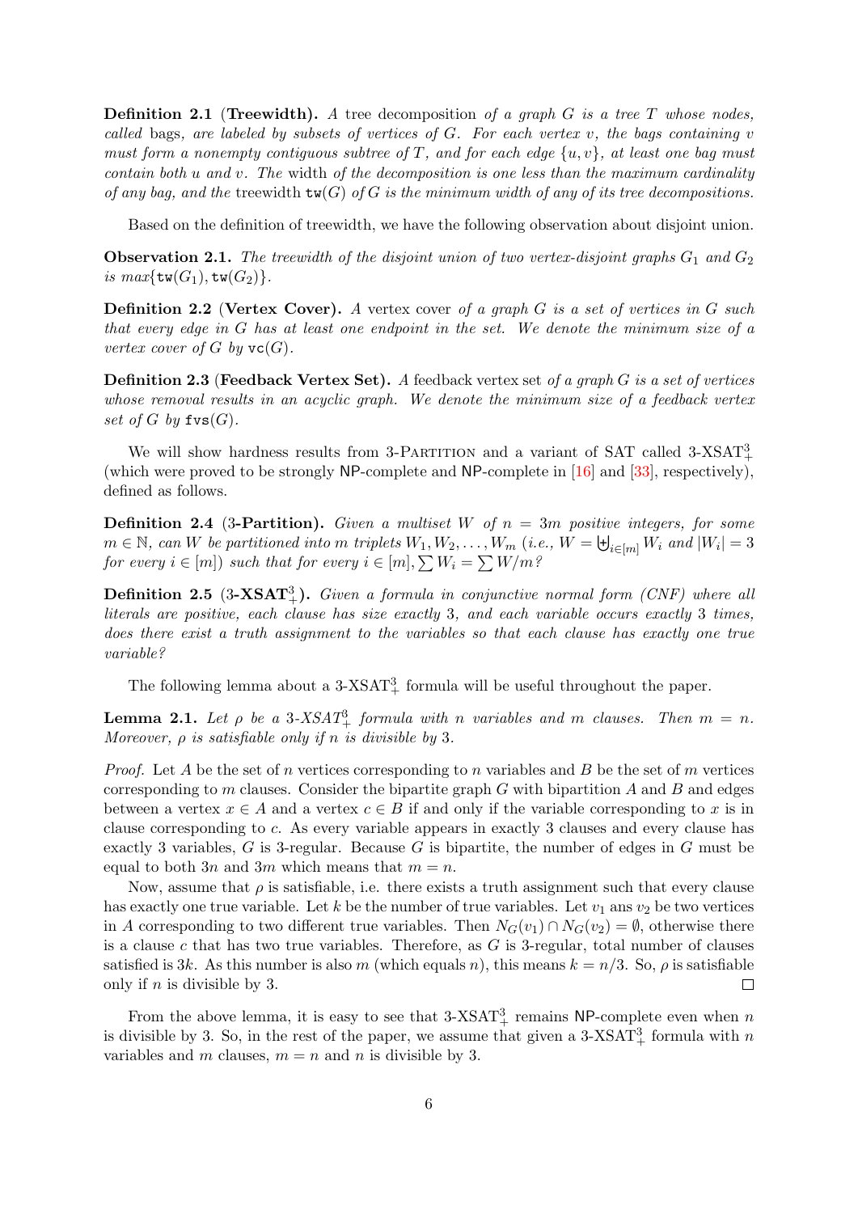**Definition 2.1** (**Treewidth**)**.** *A* tree decomposition *of a graph $G$ is a tree $T$ whose nodes, called* bags*, are labeled by subsets of vertices of $G$. For each vertex $v$, the bags containing $v$ must form a nonempty contiguous subtree of $T$, and for each edge $\{u, v\}$, at least one bag must contain both $u$ and $v$. The* width *of the decomposition is one less than the maximum cardinality of any bag, and the* treewidth $\mathtt{tw}(G)$ *of $G$ is the minimum width of any of its tree decompositions.*

Based on the definition of treewidth, we have the following observation about disjoint union.

**Observation 2.1.** *The treewidth of the disjoint union of two vertex-disjoint graphs $G_1$ and $G_2$ is $max\{\mathtt{tw}(G_1), \mathtt{tw}(G_2)\}$.*

**Definition 2.2** (**Vertex Cover**)**.** *A* vertex cover *of a graph $G$ is a set of vertices in $G$ such that every edge in $G$ has at least one endpoint in the set. We denote the minimum size of a vertex cover of $G$ by $\mathtt{vc}(G)$.*

**Definition 2.3** (**Feedback Vertex Set**)**.** *A* feedback vertex set *of a graph $G$ is a set of vertices whose removal results in an acyclic graph. We denote the minimum size of a feedback vertex set of $G$ by $\mathtt{fvs}(G)$.*

We will show hardness results from 3-Partition and a variant of SAT called 3-XSAT$^3_+$ (which were proved to be strongly NP-complete and NP-complete in [16] and [33], respectively), defined as follows.

**Definition 2.4** (**3-Partition**)**.** *Given a multiset $W$ of $n = 3m$ positive integers, for some $m \in \mathbb{N}$, can $W$ be partitioned into $m$ triplets $W_1, W_2, \ldots, W_m$ (i.e., $W = \biguplus_{i\in[m]} W_i$ and $|W_i| = 3$ for every $i \in [m]$) such that for every $i \in [m], \sum W_i = \sum W/m$?*

**Definition 2.5** (**3-XSAT$^3_+$**)**.** *Given a formula in conjunctive normal form (CNF) where all literals are positive, each clause has size exactly 3, and each variable occurs exactly 3 times, does there exist a truth assignment to the variables so that each clause has exactly one true variable?*

The following lemma about a 3-XSAT$^3_+$ formula will be useful throughout the paper.

**Lemma 2.1.** *Let $\rho$ be a 3-XSAT$^3_+$ formula with $n$ variables and $m$ clauses. Then $m = n$. Moreover, $\rho$ is satisfiable only if $n$ is divisible by 3.*

*Proof.* Let $A$ be the set of $n$ vertices corresponding to $n$ variables and $B$ be the set of $m$ vertices corresponding to $m$ clauses. Consider the bipartite graph $G$ with bipartition $A$ and $B$ and edges between a vertex $x \in A$ and a vertex $c \in B$ if and only if the variable corresponding to $x$ is in clause corresponding to $c$. As every variable appears in exactly 3 clauses and every clause has exactly 3 variables, $G$ is 3-regular. Because $G$ is bipartite, the number of edges in $G$ must be equal to both $3n$ and $3m$ which means that $m = n$.

Now, assume that $\rho$ is satisfiable, i.e. there exists a truth assignment such that every clause has exactly one true variable. Let $k$ be the number of true variables. Let $v_1$ ans $v_2$ be two vertices in $A$ corresponding to two different true variables. Then $N_G(v_1) \cap N_G(v_2) = \emptyset$, otherwise there is a clause $c$ that has two true variables. Therefore, as $G$ is 3-regular, total number of clauses satisfied is $3k$. As this number is also $m$ (which equals $n$), this means $k = n/3$. So, $\rho$ is satisfiable only if $n$ is divisible by 3. $\square$

From the above lemma, it is easy to see that 3-XSAT$^3_+$ remains NP-complete even when $n$ is divisible by 3. So, in the rest of the paper, we assume that given a 3-XSAT$^3_+$ formula with $n$ variables and $m$ clauses, $m = n$ and $n$ is divisible by 3.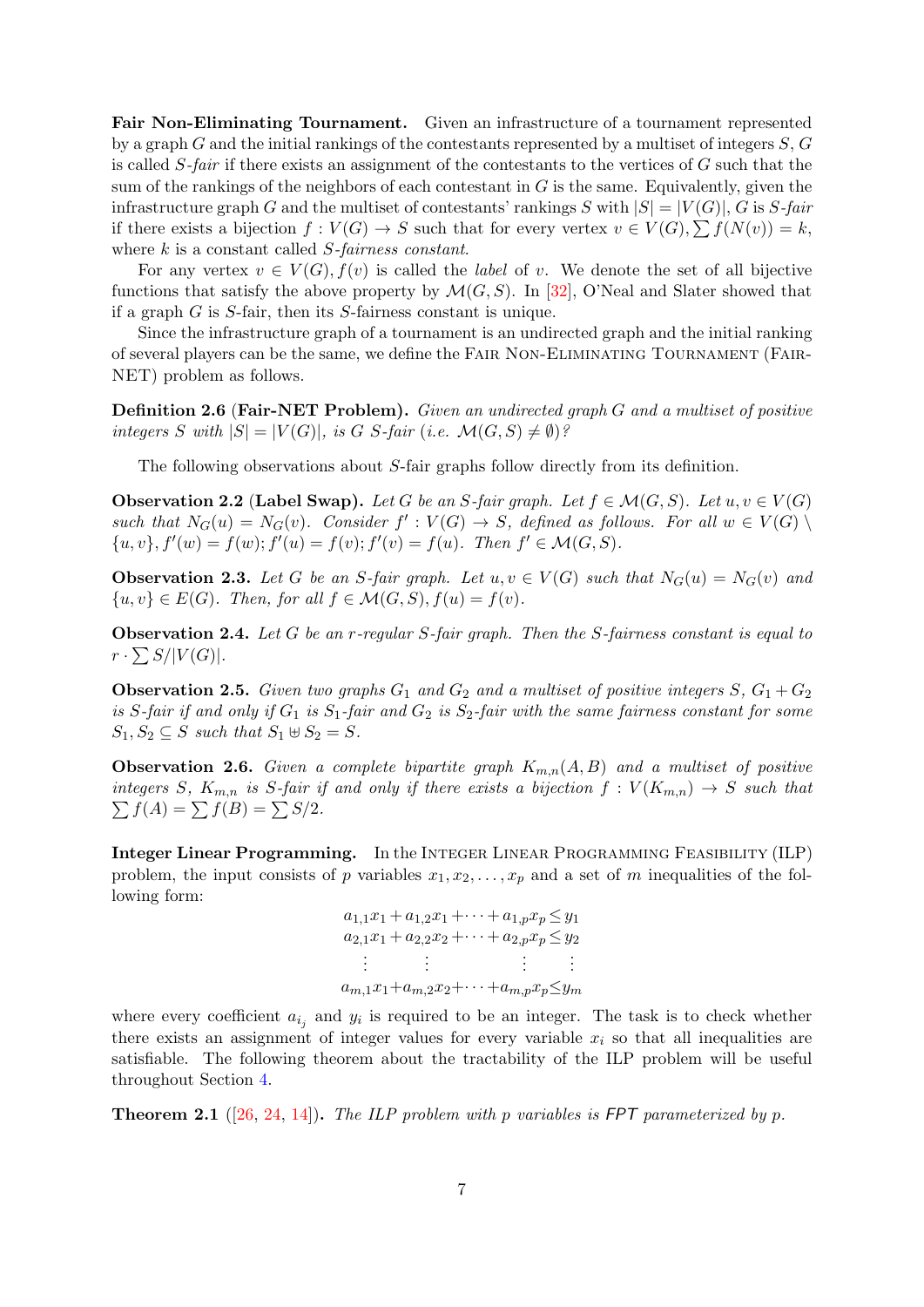**Fair Non-Eliminating Tournament.** Given an infrastructure of a tournament represented by a graph $G$ and the initial rankings of the contestants represented by a multiset of integers $S$, $G$ is called *S-fair* if there exists an assignment of the contestants to the vertices of $G$ such that the sum of the rankings of the neighbors of each contestant in $G$ is the same. Equivalently, given the infrastructure graph $G$ and the multiset of contestants' rankings $S$ with $|S| = |V(G)|$, $G$ is *S-fair* if there exists a bijection $f : V(G) \to S$ such that for every vertex $v \in V(G), \sum f(N(v)) = k$, where $k$ is a constant called *S-fairness constant*.

For any vertex $v \in V(G), f(v)$ is called the *label* of $v$. We denote the set of all bijective functions that satisfy the above property by $\mathcal{M}(G, S)$. In [32], O'Neal and Slater showed that if a graph $G$ is $S$-fair, then its $S$-fairness constant is unique.

Since the infrastructure graph of a tournament is an undirected graph and the initial ranking of several players can be the same, we define the Fair Non-Eliminating Tournament (Fair-NET) problem as follows.

**Definition 2.6 (Fair-NET Problem).** *Given an undirected graph $G$ and a multiset of positive integers $S$ with $|S| = |V(G)|$, is $G$ $S$-fair (i.e. $\mathcal{M}(G, S) \neq \emptyset$)?*

The following observations about $S$-fair graphs follow directly from its definition.

**Observation 2.2 (Label Swap).** *Let $G$ be an $S$-fair graph. Let $f \in \mathcal{M}(G, S)$. Let $u, v \in V(G)$ such that $N_G(u) = N_G(v)$. Consider $f' : V(G) \to S$, defined as follows. For all $w \in V(G) \setminus \{u, v\}$, $f'(w) = f(w)$; $f'(u) = f(v)$; $f'(v) = f(u)$. Then $f' \in \mathcal{M}(G, S)$.*

**Observation 2.3.** *Let $G$ be an $S$-fair graph. Let $u, v \in V(G)$ such that $N_G(u) = N_G(v)$ and $\{u, v\} \in E(G)$. Then, for all $f \in \mathcal{M}(G, S)$, $f(u) = f(v)$.*

**Observation 2.4.** *Let $G$ be an $r$-regular $S$-fair graph. Then the $S$-fairness constant is equal to $r \cdot \sum S/|V(G)|$.*

**Observation 2.5.** *Given two graphs $G_1$ and $G_2$ and a multiset of positive integers $S$, $G_1 + G_2$ is $S$-fair if and only if $G_1$ is $S_1$-fair and $G_2$ is $S_2$-fair with the same fairness constant for some $S_1, S_2 \subseteq S$ such that $S_1 \uplus S_2 = S$.*

**Observation 2.6.** *Given a complete bipartite graph $K_{m,n}(A, B)$ and a multiset of positive integers $S$, $K_{m,n}$ is $S$-fair if and only if there exists a bijection $f : V(K_{m,n}) \to S$ such that $\sum f(A) = \sum f(B) = \sum S/2$.*

**Integer Linear Programming.** In the Integer Linear Programming Feasibility (ILP) problem, the input consists of $p$ variables $x_1, x_2, \ldots, x_p$ and a set of $m$ inequalities of the following form:

$$\begin{array}{ccccccccc}
a_{1,1}x_1 & + & a_{1,2}x_1 & + \cdots + & a_{1,p}x_p & \leq & y_1 \\
a_{2,1}x_1 & + & a_{2,2}x_2 & + \cdots + & a_{2,p}x_p & \leq & y_2 \\
\vdots & & \vdots & & \vdots & & \vdots \\
a_{m,1}x_1 & + & a_{m,2}x_2 & + \cdots + & a_{m,p}x_p & \leq & y_m
\end{array}$$

where every coefficient $a_{i_j}$ and $y_i$ is required to be an integer. The task is to check whether there exists an assignment of integer values for every variable $x_i$ so that all inequalities are satisfiable. The following theorem about the tractability of the ILP problem will be useful throughout Section 4.

**Theorem 2.1** ([26, 24, 14]). *The ILP problem with $p$ variables is FPT parameterized by $p$.*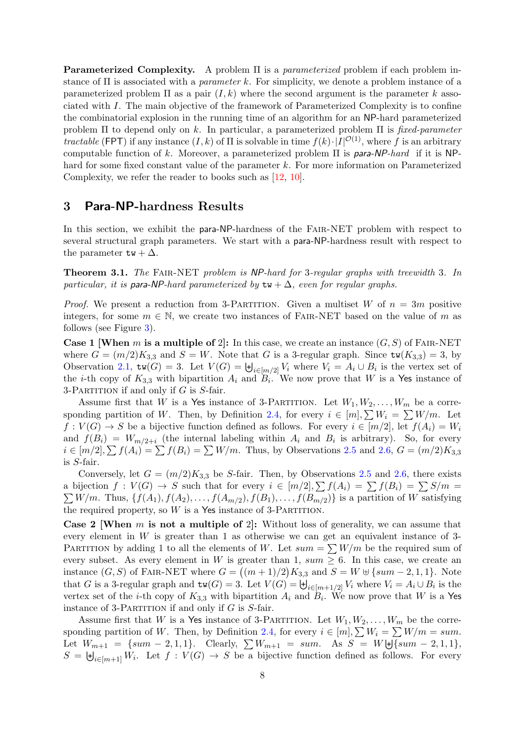**Parameterized Complexity.** A problem $\Pi$ is a *parameterized* problem if each problem instance of $\Pi$ is associated with a *parameter* $k$. For simplicity, we denote a problem instance of a parameterized problem $\Pi$ as a pair $(I, k)$ where the second argument is the parameter $k$ associated with $I$. The main objective of the framework of Parameterized Complexity is to confine the combinatorial explosion in the running time of an algorithm for an NP-hard parameterized problem $\Pi$ to depend only on $k$. In particular, a parameterized problem $\Pi$ is *fixed-parameter tractable* (FPT) if any instance $(I, k)$ of $\Pi$ is solvable in time $f(k) \cdot |I|^{\mathcal{O}(1)}$, where $f$ is an arbitrary computable function of $k$. Moreover, a parameterized problem $\Pi$ is *para-NP-hard* if it is NP-hard for some fixed constant value of the parameter $k$. For more information on Parameterized Complexity, we refer the reader to books such as [12, 10].

## 3 Para-NP-hardness Results

In this section, we exhibit the para-NP-hardness of the Fair-NET problem with respect to several structural graph parameters. We start with a para-NP-hardness result with respect to the parameter $\mathtt{tw} + \Delta$.

**Theorem 3.1.** *The* Fair-NET *problem is NP-hard for 3-regular graphs with treewidth 3. In particular, it is para-NP-hard parameterized by $\mathtt{tw} + \Delta$, even for regular graphs.*

*Proof.* We present a reduction from 3-Partition. Given a multiset $W$ of $n = 3m$ positive integers, for some $m \in \mathbb{N}$, we create two instances of Fair-NET based on the value of $m$ as follows (see Figure 3).

**Case 1 [When $m$ is a multiple of 2]:** In this case, we create an instance $(G, S)$ of Fair-NET where $G = (m/2)K_{3,3}$ and $S = W$. Note that $G$ is a 3-regular graph. Since $\mathtt{tw}(K_{3,3}) = 3$, by Observation 2.1, $\mathtt{tw}(G) = 3$. Let $V(G) = \biguplus_{i \in [m/2]} V_i$ where $V_i = A_i \cup B_i$ is the vertex set of the $i$-th copy of $K_{3,3}$ with bipartition $A_i$ and $B_i$. We now prove that $W$ is a Yes instance of 3-Partition if and only if $G$ is $S$-fair.

Assume first that $W$ is a Yes instance of 3-Partition. Let $W_1, W_2, \ldots, W_m$ be a corresponding partition of $W$. Then, by Definition 2.4, for every $i \in [m], \sum W_i = \sum W/m$. Let $f : V(G) \to S$ be a bijective function defined as follows. For every $i \in [m/2]$, let $f(A_i) = W_i$ and $f(B_i) = W_{m/2+i}$ (the internal labeling within $A_i$ and $B_i$ is arbitrary). So, for every $i \in [m/2], \sum f(A_i) = \sum f(B_i) = \sum W/m$. Thus, by Observations 2.5 and 2.6, $G = (m/2)K_{3,3}$ is $S$-fair.

Conversely, let $G = (m/2)K_{3,3}$ be $S$-fair. Then, by Observations 2.5 and 2.6, there exists a bijection $f : V(G) \to S$ such that for every $i \in [m/2], \sum f(A_i) = \sum f(B_i) = \sum S/m = \sum W/m$. Thus, $\{f(A_1), f(A_2), \ldots, f(A_{m/2}), f(B_1), \ldots, f(B_{m/2})\}$ is a partition of $W$ satisfying the required property, so $W$ is a Yes instance of 3-Partition.

**Case 2 [When $m$ is not a multiple of 2]:** Without loss of generality, we can assume that every element in $W$ is greater than 1 as otherwise we can get an equivalent instance of 3-Partition by adding 1 to all the elements of $W$. Let $sum = \sum W/m$ be the required sum of every subset. As every element in $W$ is greater than 1, $sum \geq 6$. In this case, we create an instance $(G, S)$ of Fair-NET where $G = \big((m+1)/2\big)K_{3,3}$ and $S = W \uplus \{sum - 2, 1, 1\}$. Note that $G$ is a 3-regular graph and $\mathtt{tw}(G) = 3$. Let $V(G) = \biguplus_{i \in [m+1/2]} V_i$ where $V_i = A_i \cup B_i$ is the vertex set of the $i$-th copy of $K_{3,3}$ with bipartition $A_i$ and $B_i$. We now prove that $W$ is a Yes instance of 3-Partition if and only if $G$ is $S$-fair.

Assume first that $W$ is a Yes instance of 3-Partition. Let $W_1, W_2, \ldots, W_m$ be the corresponding partition of $W$. Then, by Definition 2.4, for every $i \in [m], \sum W_i = \sum W/m = sum$. Let $W_{m+1} = \{sum - 2, 1, 1\}$. Clearly, $\sum W_{m+1} = sum$. As $S = W \biguplus \{sum - 2, 1, 1\}$, $S = \biguplus_{i \in [m+1]} W_i$. Let $f : V(G) \to S$ be a bijective function defined as follows. For every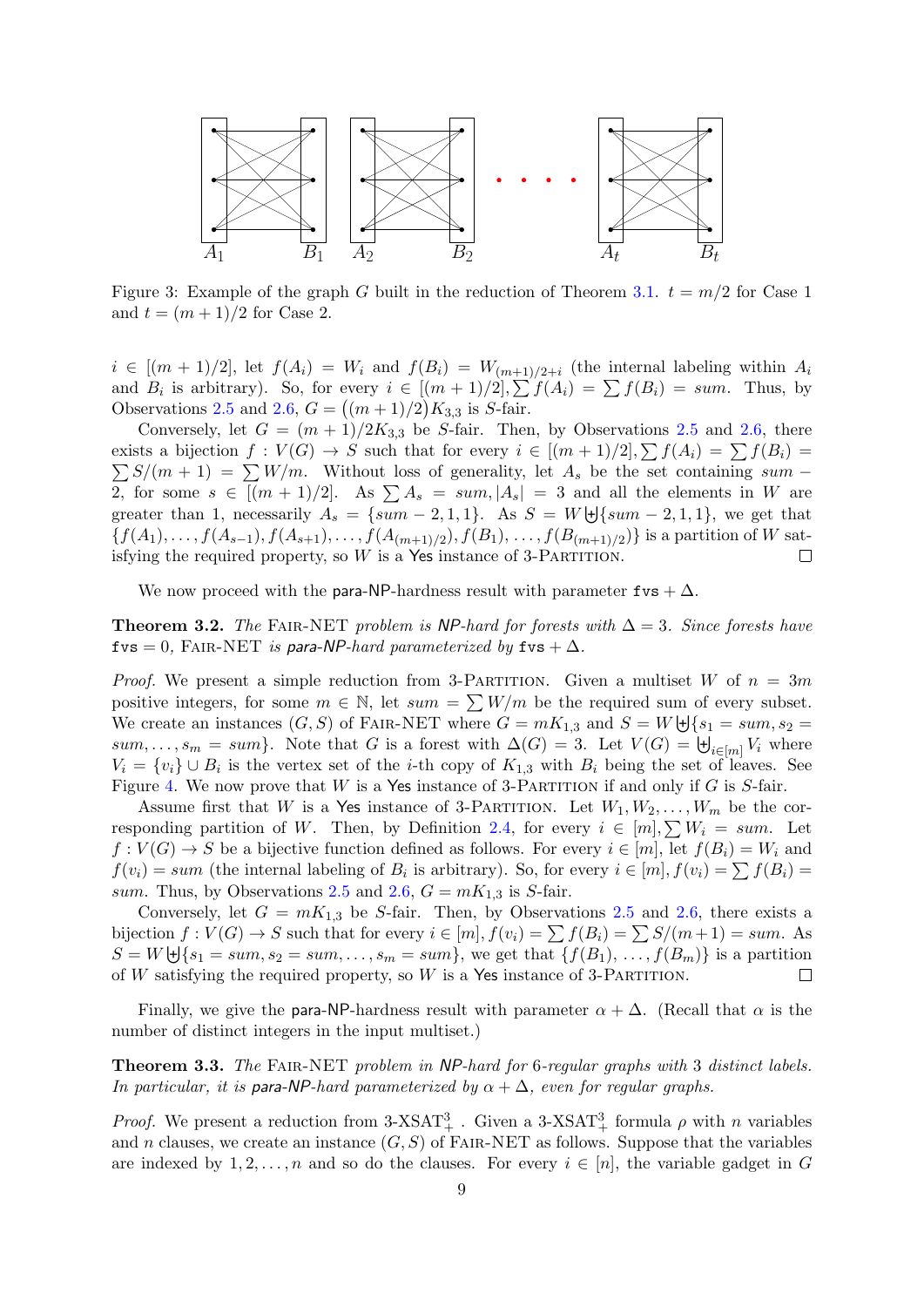Figure 3: Example of the graph $G$ built in the reduction of Theorem 3.1. $t = m/2$ for Case 1 and $t = (m+1)/2$ for Case 2.

$i \in [(m+1)/2]$, let $f(A_i) = W_i$ and $f(B_i) = W_{(m+1)/2+i}$ (the internal labeling within $A_i$ and $B_i$ is arbitrary). So, for every $i \in [(m+1)/2], \sum f(A_i) = \sum f(B_i) = sum$. Thus, by Observations 2.5 and 2.6, $G = \big((m+1)/2\big)K_{3,3}$ is $S$-fair.

Conversely, let $G = (m+1)/2K_{3,3}$ be $S$-fair. Then, by Observations 2.5 and 2.6, there exists a bijection $f : V(G) \to S$ such that for every $i \in [(m+1)/2], \sum f(A_i) = \sum f(B_i) = \sum S/(m+1) = \sum W/m$. Without loss of generality, let $A_s$ be the set containing $sum - 2$, for some $s \in [(m+1)/2]$. As $\sum A_s = sum, |A_s| = 3$ and all the elements in $W$ are greater than 1, necessarily $A_s = \{sum-2, 1, 1\}$. As $S = W \uplus \{sum-2, 1, 1\}$, we get that $\{f(A_1), \dots, f(A_{s-1}), f(A_{s+1}), \dots, f(A_{(m+1)/2}), f(B_1), \dots, f(B_{(m+1)/2})\}$ is a partition of $W$ satisfying the required property, so $W$ is a Yes instance of 3-Partition. ☐

We now proceed with the para-NP-hardness result with parameter $\texttt{fvs} + \Delta$.

**Theorem 3.2.** *The* Fair-Net *problem is NP-hard for forests with $\Delta = 3$. Since forests have $\texttt{fvs} = 0$,* Fair-Net *is para-NP-hard parameterized by $\texttt{fvs} + \Delta$.*

*Proof.* We present a simple reduction from 3-Partition. Given a multiset $W$ of $n = 3m$ positive integers, for some $m \in \mathbb{N}$, let $sum = \sum W/m$ be the required sum of every subset. We create an instances $(G, S)$ of Fair-Net where $G = mK_{1,3}$ and $S = W \uplus \{s_1 = sum, s_2 = sum, \dots, s_m = sum\}$. Note that $G$ is a forest with $\Delta(G) = 3$. Let $V(G) = \biguplus_{i \in [m]} V_i$ where $V_i = \{v_i\} \cup B_i$ is the vertex set of the $i$-th copy of $K_{1,3}$ with $B_i$ being the set of leaves. See Figure 4. We now prove that $W$ is a Yes instance of 3-Partition if and only if $G$ is $S$-fair.

Assume first that $W$ is a Yes instance of 3-Partition. Let $W_1, W_2, \dots, W_m$ be the corresponding partition of $W$. Then, by Definition 2.4, for every $i \in [m], \sum W_i = sum$. Let $f : V(G) \to S$ be a bijective function defined as follows. For every $i \in [m]$, let $f(B_i) = W_i$ and $f(v_i) = sum$ (the internal labeling of $B_i$ is arbitrary). So, for every $i \in [m], f(v_i) = \sum f(B_i) = sum$. Thus, by Observations 2.5 and 2.6, $G = mK_{1,3}$ is $S$-fair.

Conversely, let $G = mK_{1,3}$ be $S$-fair. Then, by Observations 2.5 and 2.6, there exists a bijection $f : V(G) \to S$ such that for every $i \in [m], f(v_i) = \sum f(B_i) = \sum S/(m+1) = sum$. As $S = W \uplus \{s_1 = sum, s_2 = sum, \dots, s_m = sum\}$, we get that $\{f(B_1), \dots, f(B_m)\}$ is a partition of $W$ satisfying the required property, so $W$ is a Yes instance of 3-Partition. ☐

Finally, we give the para-NP-hardness result with parameter $\alpha + \Delta$. (Recall that $\alpha$ is the number of distinct integers in the input multiset.)

**Theorem 3.3.** *The* Fair-Net *problem in NP-hard for 6-regular graphs with 3 distinct labels. In particular, it is para-NP-hard parameterized by $\alpha + \Delta$, even for regular graphs.*

*Proof.* We present a reduction from 3-XSAT$^3_+$. Given a 3-XSAT$^3_+$ formula $\rho$ with $n$ variables and $n$ clauses, we create an instance $(G, S)$ of Fair-Net as follows. Suppose that the variables are indexed by $1, 2, \dots, n$ and so do the clauses. For every $i \in [n]$, the variable gadget in $G$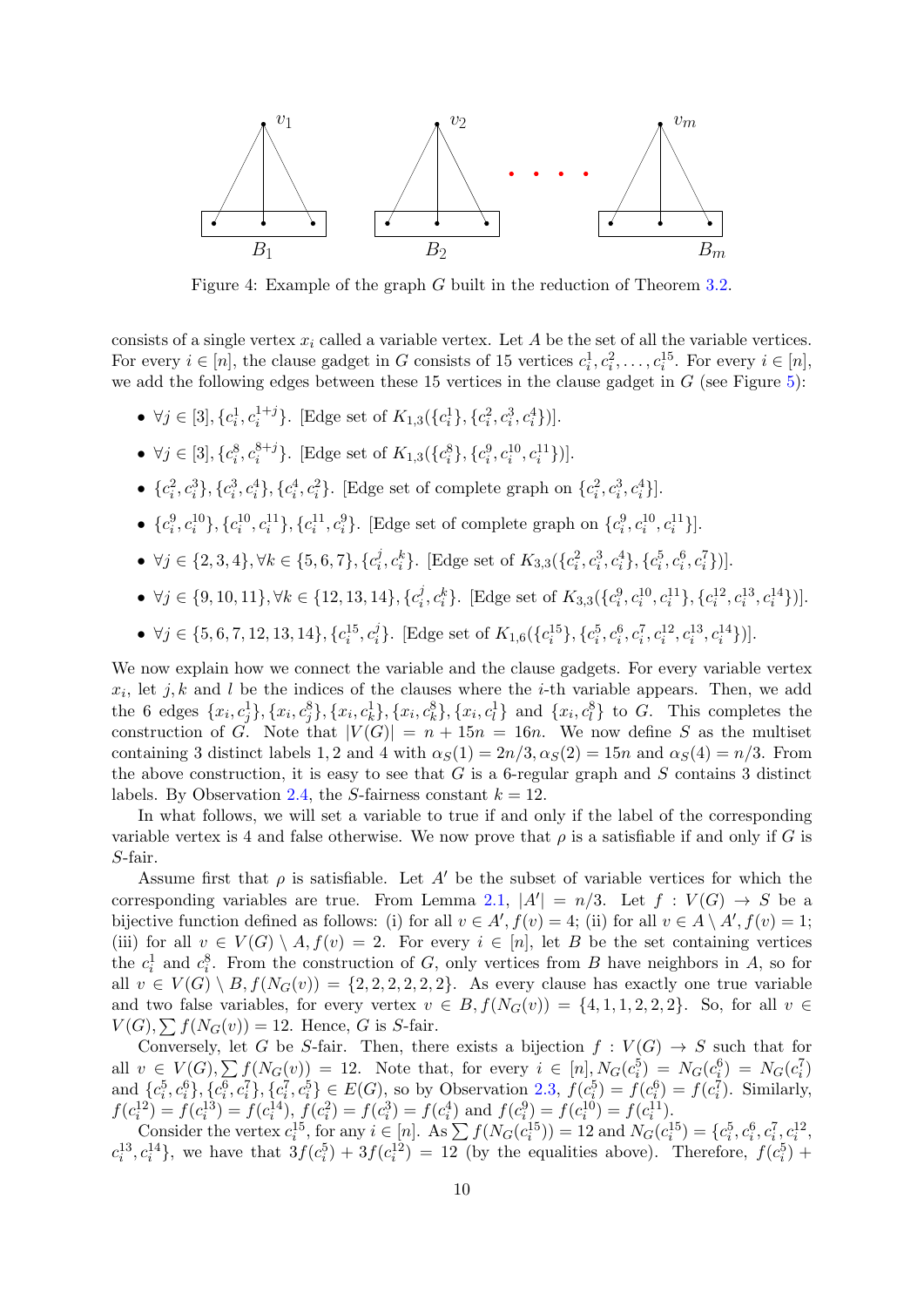$v_1$ $v_2$ $v_m$

$B_1$ $B_2$ $B_m$

Figure 4: Example of the graph $G$ built in the reduction of Theorem 3.2.

consists of a single vertex $x_i$ called a variable vertex. Let $A$ be the set of all the variable vertices. For every $i \in [n]$, the clause gadget in $G$ consists of 15 vertices $c_i^1, c_i^2, \ldots, c_i^{15}$. For every $i \in [n]$, we add the following edges between these 15 vertices in the clause gadget in $G$ (see Figure 5):

- $\forall j \in [3], \{c_i^1, c_i^{1+j}\}$. [Edge set of $K_{1,3}(\{c_i^1\}, \{c_i^2, c_i^3, c_i^4\})$].
- $\forall j \in [3], \{c_i^8, c_i^{8+j}\}$. [Edge set of $K_{1,3}(\{c_i^8\}, \{c_i^9, c_i^{10}, c_i^{11}\})$].
- $\{c_i^2, c_i^3\}, \{c_i^3, c_i^4\}, \{c_i^4, c_i^2\}$. [Edge set of complete graph on $\{c_i^2, c_i^3, c_i^4\}$].
- $\{c_i^9, c_i^{10}\}, \{c_i^{10}, c_i^{11}\}, \{c_i^{11}, c_i^9\}$. [Edge set of complete graph on $\{c_i^9, c_i^{10}, c_i^{11}\}$].
- $\forall j \in \{2, 3, 4\}, \forall k \in \{5, 6, 7\}, \{c_i^j, c_i^k\}$. [Edge set of $K_{3,3}(\{c_i^2, c_i^3, c_i^4\}, \{c_i^5, c_i^6, c_i^7\})$].
- $\forall j \in \{9, 10, 11\}, \forall k \in \{12, 13, 14\}, \{c_i^j, c_i^k\}$. [Edge set of $K_{3,3}(\{c_i^9, c_i^{10}, c_i^{11}\}, \{c_i^{12}, c_i^{13}, c_i^{14}\})$].
- $\forall j \in \{5, 6, 7, 12, 13, 14\}, \{c_i^{15}, c_i^j\}$. [Edge set of $K_{1,6}(\{c_i^{15}\}, \{c_i^5, c_i^6, c_i^7, c_i^{12}, c_i^{13}, c_i^{14}\})$].

We now explain how we connect the variable and the clause gadgets. For every variable vertex $x_i$, let $j, k$ and $l$ be the indices of the clauses where the $i$-th variable appears. Then, we add the 6 edges $\{x_i, c_j^1\}, \{x_i, c_j^8\}, \{x_i, c_k^1\}, \{x_i, c_k^8\}, \{x_i, c_l^1\}$ and $\{x_i, c_l^8\}$ to $G$. This completes the construction of $G$. Note that $|V(G)| = n + 15n = 16n$. We now define $S$ as the multiset containing 3 distinct labels 1, 2 and 4 with $\alpha_S(1) = 2n/3, \alpha_S(2) = 15n$ and $\alpha_S(4) = n/3$. From the above construction, it is easy to see that $G$ is a 6-regular graph and $S$ contains 3 distinct labels. By Observation 2.4, the $S$-fairness constant $k = 12$.

In what follows, we will set a variable to true if and only if the label of the corresponding variable vertex is 4 and false otherwise. We now prove that $\rho$ is a satisfiable if and only if $G$ is $S$-fair.

Assume first that $\rho$ is satisfiable. Let $A'$ be the subset of variable vertices for which the corresponding variables are true. From Lemma 2.1, $|A'| = n/3$. Let $f : V(G) \to S$ be a bijective function defined as follows: (i) for all $v \in A', f(v) = 4$; (ii) for all $v \in A \setminus A', f(v) = 1$; (iii) for all $v \in V(G) \setminus A, f(v) = 2$. For every $i \in [n]$, let $B$ be the set containing vertices the $c_i^1$ and $c_i^8$. From the construction of $G$, only vertices from $B$ have neighbors in $A$, so for all $v \in V(G) \setminus B, f(N_G(v)) = \{2, 2, 2, 2, 2, 2\}$. As every clause has exactly one true variable and two false variables, for every vertex $v \in B, f(N_G(v)) = \{4, 1, 1, 2, 2, 2\}$. So, for all $v \in V(G), \sum f(N_G(v)) = 12$. Hence, $G$ is $S$-fair.

Conversely, let $G$ be $S$-fair. Then, there exists a bijection $f : V(G) \to S$ such that for all $v \in V(G), \sum f(N_G(v)) = 12$. Note that, for every $i \in [n], N_G(c_i^5) = N_G(c_i^6) = N_G(c_i^7)$ and $\{c_i^5, c_i^6\}, \{c_i^6, c_i^7\}, \{c_i^7, c_i^5\} \in E(G)$, so by Observation 2.3, $f(c_i^5) = f(c_i^6) = f(c_i^7)$. Similarly, $f(c_i^{12}) = f(c_i^{13}) = f(c_i^{14})$, $f(c_i^2) = f(c_i^3) = f(c_i^4)$ and $f(c_i^9) = f(c_i^{10}) = f(c_i^{11})$.

Consider the vertex $c_i^{15}$, for any $i \in [n]$. As $\sum f(N_G(c_i^{15})) = 12$ and $N_G(c_i^{15}) = \{c_i^5, c_i^6, c_i^7, c_i^{12}, c_i^{13}, c_i^{14}\}$, we have that $3f(c_i^5) + 3f(c_i^{12}) = 12$ (by the equalities above). Therefore, $f(c_i^5) +$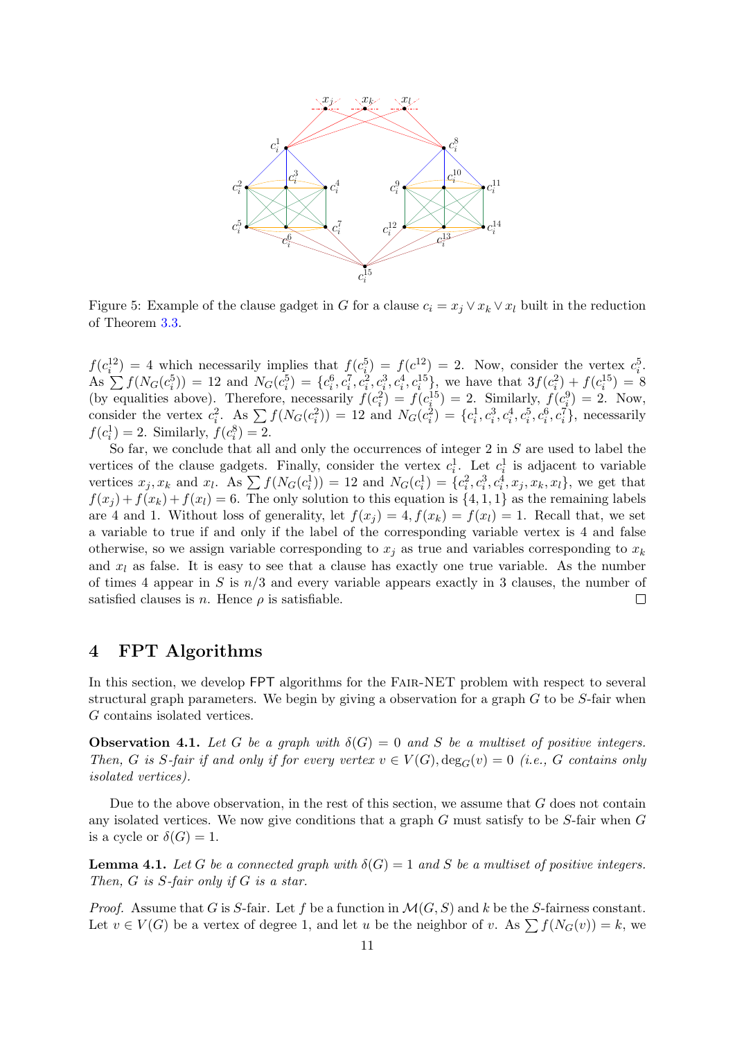$x_j$ $x_k$ $x_l$

$c_i^1$ $c_i^8$

$c_i^2$ $c_i^3$ $c_i^4$ $c_i^9$ $c_i^{10}$ $c_i^{11}$

$c_i^5$ $c_i^6$ $c_i^7$ $c_i^{12}$ $c_i^{13}$ $c_i^{14}$

$c_i^{15}$

Figure 5: Example of the clause gadget in $G$ for a clause $c_i = x_j \vee x_k \vee x_l$ built in the reduction of Theorem 3.3.

$f(c_i^{12}) = 4$ which necessarily implies that $f(c_i^5) = f(c^{12}) = 2$. Now, consider the vertex $c_i^5$. As $\sum f(N_G(c_i^5)) = 12$ and $N_G(c_i^5) = \{c_i^6, c_i^7, c_i^2, c_i^3, c_i^4, c_i^{15}\}$, we have that $3f(c_i^2) + f(c_i^{15}) = 8$ (by equalities above). Therefore, necessarily $f(c_i^2) = f(c_i^{15}) = 2$. Similarly, $f(c_i^9) = 2$. Now, consider the vertex $c_i^2$. As $\sum f(N_G(c_i^2)) = 12$ and $N_G(c_i^2) = \{c_i^1, c_i^3, c_i^4, c_i^5, c_i^6, c_i^7\}$, necessarily $f(c_i^1) = 2$. Similarly, $f(c_i^8) = 2$.

So far, we conclude that all and only the occurrences of integer 2 in $S$ are used to label the vertices of the clause gadgets. Finally, consider the vertex $c_i^1$. Let $c_i^1$ is adjacent to variable vertices $x_j, x_k$ and $x_l$. As $\sum f(N_G(c_i^1)) = 12$ and $N_G(c_i^1) = \{c_i^2, c_i^3, c_i^4, x_j, x_k, x_l\}$, we get that $f(x_j) + f(x_k) + f(x_l) = 6$. The only solution to this equation is $\{4, 1, 1\}$ as the remaining labels are 4 and 1. Without loss of generality, let $f(x_j) = 4, f(x_k) = f(x_l) = 1$. Recall that, we set a variable to true if and only if the label of the corresponding variable vertex is 4 and false otherwise, so we assign variable corresponding to $x_j$ as true and variables corresponding to $x_k$ and $x_l$ as false. It is easy to see that a clause has exactly one true variable. As the number of times 4 appear in $S$ is $n/3$ and every variable appears exactly in 3 clauses, the number of satisfied clauses is $n$. Hence $\rho$ is satisfiable. □

## 4 FPT Algorithms

In this section, we develop FPT algorithms for the Fair-NET problem with respect to several structural graph parameters. We begin by giving a observation for a graph $G$ to be $S$-fair when $G$ contains isolated vertices.

**Observation 4.1.** *Let $G$ be a graph with $\delta(G) = 0$ and $S$ be a multiset of positive integers. Then, $G$ is $S$-fair if and only if for every vertex $v \in V(G), \deg_G(v) = 0$ (i.e., $G$ contains only isolated vertices).*

Due to the above observation, in the rest of this section, we assume that $G$ does not contain any isolated vertices. We now give conditions that a graph $G$ must satisfy to be $S$-fair when $G$ is a cycle or $\delta(G) = 1$.

**Lemma 4.1.** *Let $G$ be a connected graph with $\delta(G) = 1$ and $S$ be a multiset of positive integers. Then, $G$ is $S$-fair only if $G$ is a star.*

*Proof.* Assume that $G$ is $S$-fair. Let $f$ be a function in $\mathcal{M}(G, S)$ and $k$ be the $S$-fairness constant. Let $v \in V(G)$ be a vertex of degree 1, and let $u$ be the neighbor of $v$. As $\sum f(N_G(v)) = k$, we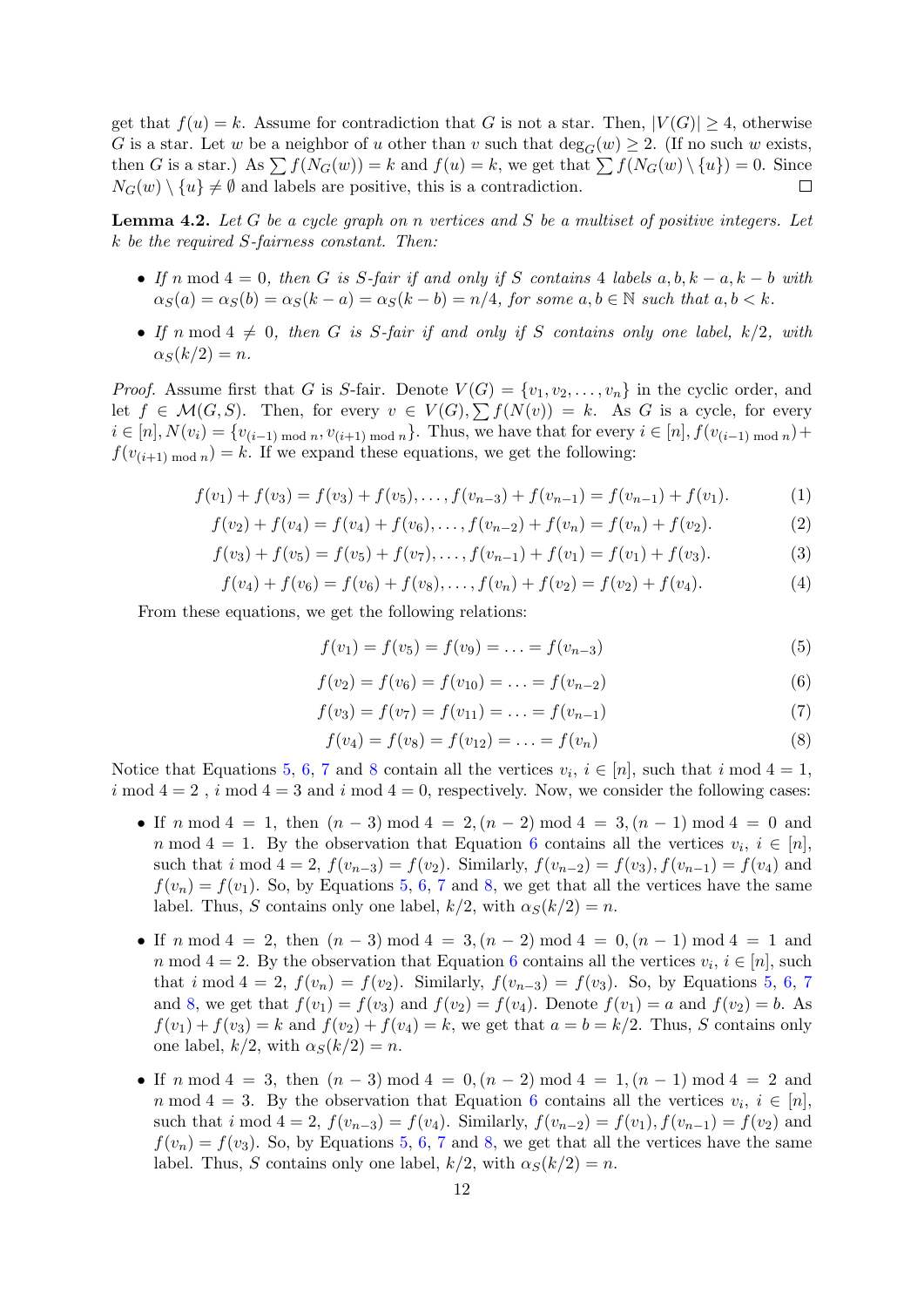get that $f(u) = k$. Assume for contradiction that $G$ is not a star. Then, $|V(G)| \geq 4$, otherwise $G$ is a star. Let $w$ be a neighbor of $u$ other than $v$ such that $\deg_G(w) \geq 2$. (If no such $w$ exists, then $G$ is a star.) As $\sum f(N_G(w)) = k$ and $f(u) = k$, we get that $\sum f(N_G(w) \setminus \{u\}) = 0$. Since $N_G(w) \setminus \{u\} \neq \emptyset$ and labels are positive, this is a contradiction. □

**Lemma 4.2.** *Let $G$ be a cycle graph on $n$ vertices and $S$ be a multiset of positive integers. Let $k$ be the required $S$-fairness constant. Then:*

- *If $n \bmod 4 = 0$, then $G$ is $S$-fair if and only if $S$ contains 4 labels $a, b, k-a, k-b$ with $\alpha_S(a) = \alpha_S(b) = \alpha_S(k-a) = \alpha_S(k-b) = n/4$, for some $a, b \in \mathbb{N}$ such that $a, b < k$.*
- *If $n \bmod 4 \neq 0$, then $G$ is $S$-fair if and only if $S$ contains only one label, $k/2$, with $\alpha_S(k/2) = n$.*

*Proof.* Assume first that $G$ is $S$-fair. Denote $V(G) = \{v_1, v_2, \ldots, v_n\}$ in the cyclic order, and let $f \in \mathcal{M}(G, S)$. Then, for every $v \in V(G), \sum f(N(v)) = k$. As $G$ is a cycle, for every $i \in [n], N(v_i) = \{v_{(i-1) \bmod n}, v_{(i+1) \bmod n}\}$. Thus, we have that for every $i \in [n], f(v_{(i-1) \bmod n}) + f(v_{(i+1) \bmod n}) = k$. If we expand these equations, we get the following:

$$f(v_1) + f(v_3) = f(v_3) + f(v_5), \ldots, f(v_{n-3}) + f(v_{n-1}) = f(v_{n-1}) + f(v_1). \tag{1}$$

$$f(v_2) + f(v_4) = f(v_4) + f(v_6), \ldots, f(v_{n-2}) + f(v_n) = f(v_n) + f(v_2). \tag{2}$$

$$f(v_3) + f(v_5) = f(v_5) + f(v_7), \ldots, f(v_{n-1}) + f(v_1) = f(v_1) + f(v_3). \tag{3}$$

$$f(v_4) + f(v_6) = f(v_6) + f(v_8), \ldots, f(v_n) + f(v_2) = f(v_2) + f(v_4). \tag{4}$$

From these equations, we get the following relations:

$$f(v_1) = f(v_5) = f(v_9) = \ldots = f(v_{n-3}) \tag{5}$$

$$f(v_2) = f(v_6) = f(v_{10}) = \ldots = f(v_{n-2}) \tag{6}$$

$$f(v_3) = f(v_7) = f(v_{11}) = \ldots = f(v_{n-1}) \tag{7}$$

$$f(v_4) = f(v_8) = f(v_{12}) = \ldots = f(v_n) \tag{8}$$

Notice that Equations 5, 6, 7 and 8 contain all the vertices $v_i$, $i \in [n]$, such that $i \bmod 4 = 1$, $i \bmod 4 = 2$ , $i \bmod 4 = 3$ and $i \bmod 4 = 0$, respectively. Now, we consider the following cases:

- If $n \bmod 4 = 1$, then $(n-3) \bmod 4 = 2, (n-2) \bmod 4 = 3, (n-1) \bmod 4 = 0$ and $n \bmod 4 = 1$. By the observation that Equation 6 contains all the vertices $v_i$, $i \in [n]$, such that $i \bmod 4 = 2$, $f(v_{n-3}) = f(v_2)$. Similarly, $f(v_{n-2}) = f(v_3), f(v_{n-1}) = f(v_4)$ and $f(v_n) = f(v_1)$. So, by Equations 5, 6, 7 and 8, we get that all the vertices have the same label. Thus, $S$ contains only one label, $k/2$, with $\alpha_S(k/2) = n$.
- If $n \bmod 4 = 2$, then $(n-3) \bmod 4 = 3, (n-2) \bmod 4 = 0, (n-1) \bmod 4 = 1$ and $n \bmod 4 = 2$. By the observation that Equation 6 contains all the vertices $v_i$, $i \in [n]$, such that $i \bmod 4 = 2$, $f(v_n) = f(v_2)$. Similarly, $f(v_{n-3}) = f(v_3)$. So, by Equations 5, 6, 7 and 8, we get that $f(v_1) = f(v_3)$ and $f(v_2) = f(v_4)$. Denote $f(v_1) = a$ and $f(v_2) = b$. As $f(v_1) + f(v_3) = k$ and $f(v_2) + f(v_4) = k$, we get that $a = b = k/2$. Thus, $S$ contains only one label, $k/2$, with $\alpha_S(k/2) = n$.
- If $n \bmod 4 = 3$, then $(n-3) \bmod 4 = 0, (n-2) \bmod 4 = 1, (n-1) \bmod 4 = 2$ and $n \bmod 4 = 3$. By the observation that Equation 6 contains all the vertices $v_i$, $i \in [n]$, such that $i \bmod 4 = 2$, $f(v_{n-3}) = f(v_4)$. Similarly, $f(v_{n-2}) = f(v_1), f(v_{n-1}) = f(v_2)$ and $f(v_n) = f(v_3)$. So, by Equations 5, 6, 7 and 8, we get that all the vertices have the same label. Thus, $S$ contains only one label, $k/2$, with $\alpha_S(k/2) = n$.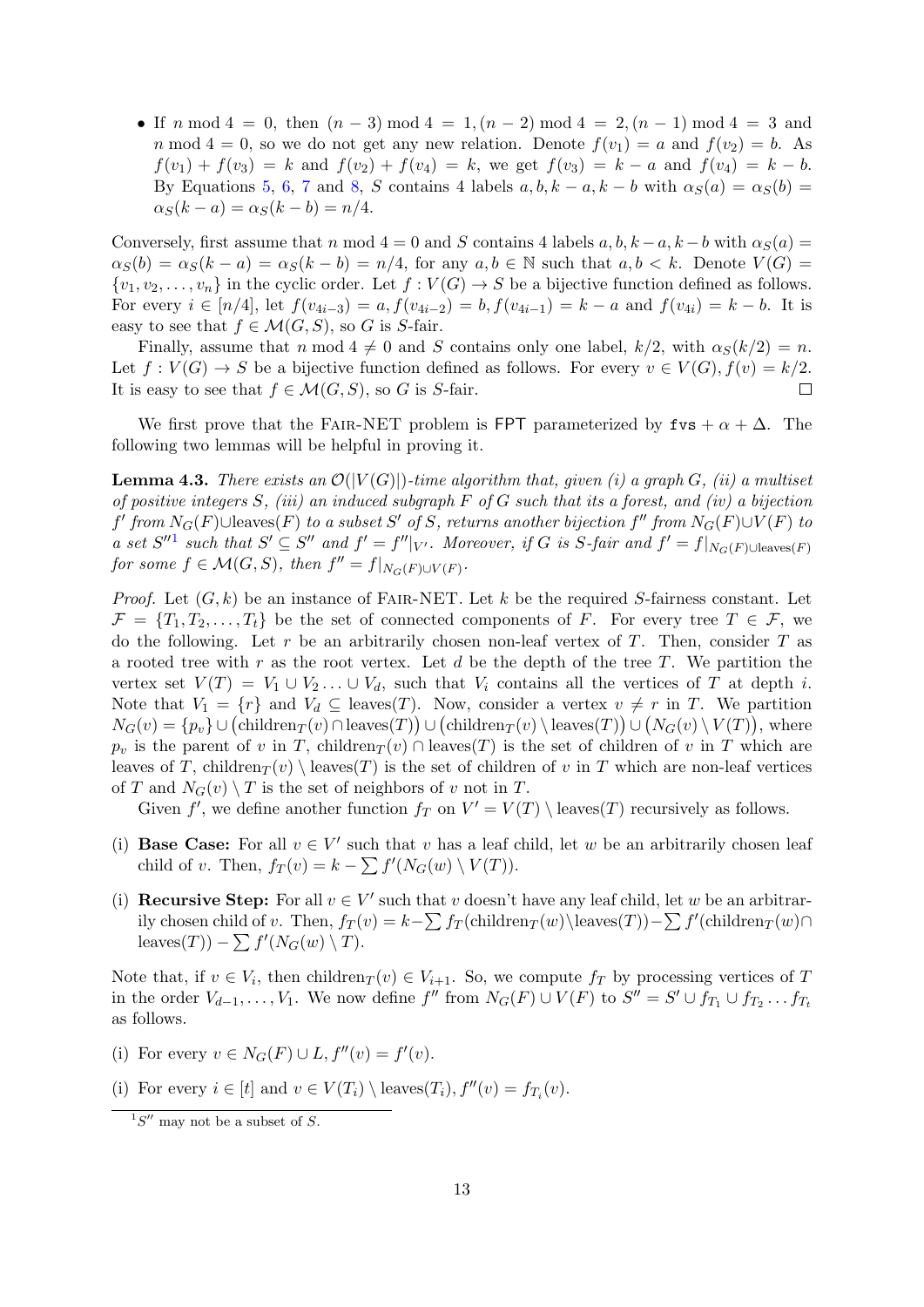- If $n \bmod 4 = 0$, then $(n-3) \bmod 4 = 1, (n-2) \bmod 4 = 2, (n-1) \bmod 4 = 3$ and $n \bmod 4 = 0$, so we do not get any new relation. Denote $f(v_1) = a$ and $f(v_2) = b$. As $f(v_1) + f(v_3) = k$ and $f(v_2) + f(v_4) = k$, we get $f(v_3) = k - a$ and $f(v_4) = k - b$. By Equations 5, 6, 7 and 8, $S$ contains 4 labels $a, b, k-a, k-b$ with $\alpha_S(a) = \alpha_S(b) = \alpha_S(k-a) = \alpha_S(k-b) = n/4$.

Conversely, first assume that $n \bmod 4 = 0$ and $S$ contains 4 labels $a, b, k-a, k-b$ with $\alpha_S(a) = \alpha_S(b) = \alpha_S(k-a) = \alpha_S(k-b) = n/4$, for any $a, b \in \mathbb{N}$ such that $a, b < k$. Denote $V(G) = \{v_1, v_2, \ldots, v_n\}$ in the cyclic order. Let $f : V(G) \to S$ be a bijective function defined as follows. For every $i \in [n/4]$, let $f(v_{4i-3}) = a, f(v_{4i-2}) = b, f(v_{4i-1}) = k - a$ and $f(v_{4i}) = k - b$. It is easy to see that $f \in \mathcal{M}(G, S)$, so $G$ is $S$-fair.

Finally, assume that $n \bmod 4 \neq 0$ and $S$ contains only one label, $k/2$, with $\alpha_S(k/2) = n$. Let $f : V(G) \to S$ be a bijective function defined as follows. For every $v \in V(G), f(v) = k/2$. It is easy to see that $f \in \mathcal{M}(G, S)$, so $G$ is $S$-fair. ◻

We first prove that the Fair-Net problem is FPT parameterized by $\texttt{fvs} + \alpha + \Delta$. The following two lemmas will be helpful in proving it.

**Lemma 4.3.** *There exists an $\mathcal{O}(|V(G)|)$-time algorithm that, given (i) a graph $G$, (ii) a multiset of positive integers $S$, (iii) an induced subgraph $F$ of $G$ such that its a forest, and (iv) a bijection $f'$ from $N_G(F) \cup \text{leaves}(F)$ to a subset $S'$ of $S$, returns another bijection $f''$ from $N_G(F) \cup V(F)$ to a set $S''$[1] such that $S' \subseteq S''$ and $f' = f''|_{V'}$. Moreover, if $G$ is $S$-fair and $f' = f|_{N_G(F) \cup \text{leaves}(F)}$ for some $f \in \mathcal{M}(G, S)$, then $f'' = f|_{N_G(F) \cup V(F)}$.*

*Proof.* Let $(G, k)$ be an instance of Fair-Net. Let $k$ be the required $S$-fairness constant. Let $\mathcal{F} = \{T_1, T_2, \ldots, T_t\}$ be the set of connected components of $F$. For every tree $T \in \mathcal{F}$, we do the following. Let $r$ be an arbitrarily chosen non-leaf vertex of $T$. Then, consider $T$ as a rooted tree with $r$ as the root vertex. Let $d$ be the depth of the tree $T$. We partition the vertex set $V(T) = V_1 \cup V_2 \ldots \cup V_d$, such that $V_i$ contains all the vertices of $T$ at depth $i$. Note that $V_1 = \{r\}$ and $V_d \subseteq \text{leaves}(T)$. Now, consider a vertex $v \neq r$ in $T$. We partition $N_G(v) = \{p_v\} \cup \big(\text{children}_T(v) \cap \text{leaves}(T)\big) \cup \big(\text{children}_T(v) \setminus \text{leaves}(T)\big) \cup \big(N_G(v) \setminus V(T)\big)$, where $p_v$ is the parent of $v$ in $T$, $\text{children}_T(v) \cap \text{leaves}(T)$ is the set of children of $v$ in $T$ which are leaves of $T$, $\text{children}_T(v) \setminus \text{leaves}(T)$ is the set of children of $v$ in $T$ which are non-leaf vertices of $T$ and $N_G(v) \setminus T$ is the set of neighbors of $v$ not in $T$.

Given $f'$, we define another function $f_T$ on $V' = V(T) \setminus \text{leaves}(T)$ recursively as follows.

(i) **Base Case:** For all $v \in V'$ such that $v$ has a leaf child, let $w$ be an arbitrarily chosen leaf child of $v$. Then, $f_T(v) = k - \sum f'(N_G(w) \setminus V(T))$.

(i) **Recursive Step:** For all $v \in V'$ such that $v$ doesn't have any leaf child, let $w$ be an arbitrarily chosen child of $v$. Then, $f_T(v) = k - \sum f_T(\text{children}_T(w) \setminus \text{leaves}(T)) - \sum f'(\text{children}_T(w) \cap \text{leaves}(T)) - \sum f'(N_G(w) \setminus T)$.

Note that, if $v \in V_i$, then $\text{children}_T(v) \in V_{i+1}$. So, we compute $f_T$ by processing vertices of $T$ in the order $V_{d-1}, \ldots, V_1$. We now define $f''$ from $N_G(F) \cup V(F)$ to $S'' = S' \cup f_{T_1} \cup f_{T_2} \ldots f_{T_t}$ as follows.

(i) For every $v \in N_G(F) \cup L, f''(v) = f'(v)$.

(i) For every $i \in [t]$ and $v \in V(T_i) \setminus \text{leaves}(T_i), f''(v) = f_{T_i}(v)$.

[1] $S''$ may not be a subset of $S$.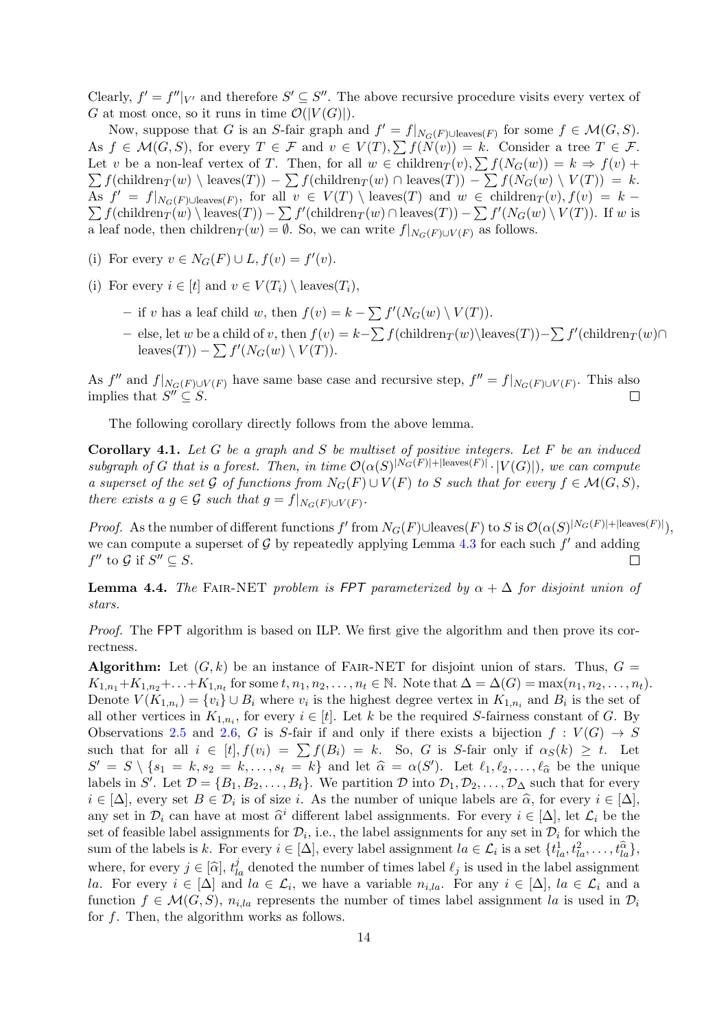Clearly, $f' = f''|_{V'}$ and therefore $S' \subseteq S''$. The above recursive procedure visits every vertex of $G$ at most once, so it runs in time $\mathcal{O}(|V(G)|)$.

Now, suppose that $G$ is an $S$-fair graph and $f' = f|_{N_G(F)\cup \text{leaves}(F)}$ for some $f \in \mathcal{M}(G,S)$. As $f \in \mathcal{M}(G,S)$, for every $T \in \mathcal{F}$ and $v \in V(T), \sum f(N(v)) = k$. Consider a tree $T \in \mathcal{F}$. Let $v$ be a non-leaf vertex of $T$. Then, for all $w \in \text{children}_T(v), \sum f(N_G(w)) = k \Rightarrow f(v) + \sum f(\text{children}_T(w) \setminus \text{leaves}(T)) - \sum f(\text{children}_T(w) \cap \text{leaves}(T)) - \sum f(N_G(w) \setminus V(T)) = k$. As $f' = f|_{N_G(F)\cup \text{leaves}(F)}$, for all $v \in V(T) \setminus \text{leaves}(T)$ and $w \in \text{children}_T(v), f(v) = k - \sum f(\text{children}_T(w) \setminus \text{leaves}(T)) - \sum f'(\text{children}_T(w) \cap \text{leaves}(T)) - \sum f'(N_G(w) \setminus V(T))$. If $w$ is a leaf node, then $\text{children}_T(w) = \emptyset$. So, we can write $f|_{N_G(F)\cup V(F)}$ as follows.

(i) For every $v \in N_G(F) \cup L, f(v) = f'(v)$.

(i) For every $i \in [t]$ and $v \in V(T_i) \setminus \text{leaves}(T_i)$,

- if $v$ has a leaf child $w$, then $f(v) = k - \sum f'(N_G(w) \setminus V(T))$.
- else, let $w$ be a child of $v$, then $f(v) = k - \sum f(\text{children}_T(w) \setminus \text{leaves}(T)) - \sum f'(\text{children}_T(w) \cap \text{leaves}(T)) - \sum f'(N_G(w) \setminus V(T))$.

As $f''$ and $f|_{N_G(F)\cup V(F)}$ have same base case and recursive step, $f'' = f|_{N_G(F)\cup V(F)}$. This also implies that $S'' \subseteq S$. $\square$

The following corollary directly follows from the above lemma.

**Corollary 4.1.** *Let $G$ be a graph and $S$ be multiset of positive integers. Let $F$ be an induced subgraph of $G$ that is a forest. Then, in time $\mathcal{O}(\alpha(S)^{|N_G(F)|+|\text{leaves}(F)|} \cdot |V(G)|)$, we can compute a superset of the set $\mathcal{G}$ of functions from $N_G(F) \cup V(F)$ to $S$ such that for every $f \in \mathcal{M}(G,S)$, there exists a $g \in \mathcal{G}$ such that $g = f|_{N_G(F)\cup V(F)}$.*

*Proof.* As the number of different functions $f'$ from $N_G(F) \cup \text{leaves}(F)$ to $S$ is $\mathcal{O}(\alpha(S)^{|N_G(F)|+|\text{leaves}(F)|})$, we can compute a superset of $\mathcal{G}$ by repeatedly applying Lemma 4.3 for each such $f'$ and adding $f''$ to $\mathcal{G}$ if $S'' \subseteq S$. $\square$

**Lemma 4.4.** *The* Fair-NET *problem is* FPT *parameterized by $\alpha + \Delta$ for disjoint union of stars.*

*Proof.* The FPT algorithm is based on ILP. We first give the algorithm and then prove its correctness.

**Algorithm:** Let $(G,k)$ be an instance of Fair-NET for disjoint union of stars. Thus, $G = K_{1,n_1} + K_{1,n_2} + \ldots + K_{1,n_t}$ for some $t, n_1, n_2, \ldots, n_t \in \mathbb{N}$. Note that $\Delta = \Delta(G) = \max(n_1, n_2, \ldots, n_t)$. Denote $V(K_{1,n_i}) = \{v_i\} \cup B_i$ where $v_i$ is the highest degree vertex in $K_{1,n_i}$ and $B_i$ is the set of all other vertices in $K_{1,n_i}$, for every $i \in [t]$. Let $k$ be the required $S$-fairness constant of $G$. By Observations 2.5 and 2.6, $G$ is $S$-fair if and only if there exists a bijection $f : V(G) \to S$ such that for all $i \in [t], f(v_i) = \sum f(B_i) = k$. So, $G$ is $S$-fair only if $\alpha_S(k) \geq t$. Let $S' = S \setminus \{s_1 = k, s_2 = k, \ldots, s_t = k\}$ and let $\widehat{\alpha} = \alpha(S')$. Let $\ell_1, \ell_2, \ldots, \ell_{\widehat{\alpha}}$ be the unique labels in $S'$. Let $\mathcal{D} = \{B_1, B_2, \ldots, B_t\}$. We partition $\mathcal{D}$ into $\mathcal{D}_1, \mathcal{D}_2, \ldots, \mathcal{D}_\Delta$ such that for every $i \in [\Delta]$, every set $B \in \mathcal{D}_i$ is of size $i$. As the number of unique labels are $\widehat{\alpha}$, for every $i \in [\Delta]$, any set in $\mathcal{D}_i$ can have at most $\widehat{\alpha}^i$ different label assignments. For every $i \in [\Delta]$, let $\mathcal{L}_i$ be the set of feasible label assignments for $\mathcal{D}_i$, i.e., the label assignments for any set in $\mathcal{D}_i$ for which the sum of the labels is $k$. For every $i \in [\Delta]$, every label assignment $la \in \mathcal{L}_i$ is a set $\{t^1_{la}, t^2_{la}, \ldots, t^{\widehat{\alpha}}_{la}\}$, where, for every $j \in [\widehat{\alpha}]$, $t^j_{la}$ denoted the number of times label $\ell_j$ is used in the label assignment $la$. For every $i \in [\Delta]$ and $la \in \mathcal{L}_i$, we have a variable $n_{i,la}$. For any $i \in [\Delta]$, $la \in \mathcal{L}_i$ and a function $f \in \mathcal{M}(G,S)$, $n_{i,la}$ represents the number of times label assignment $la$ is used in $\mathcal{D}_i$ for $f$. Then, the algorithm works as follows.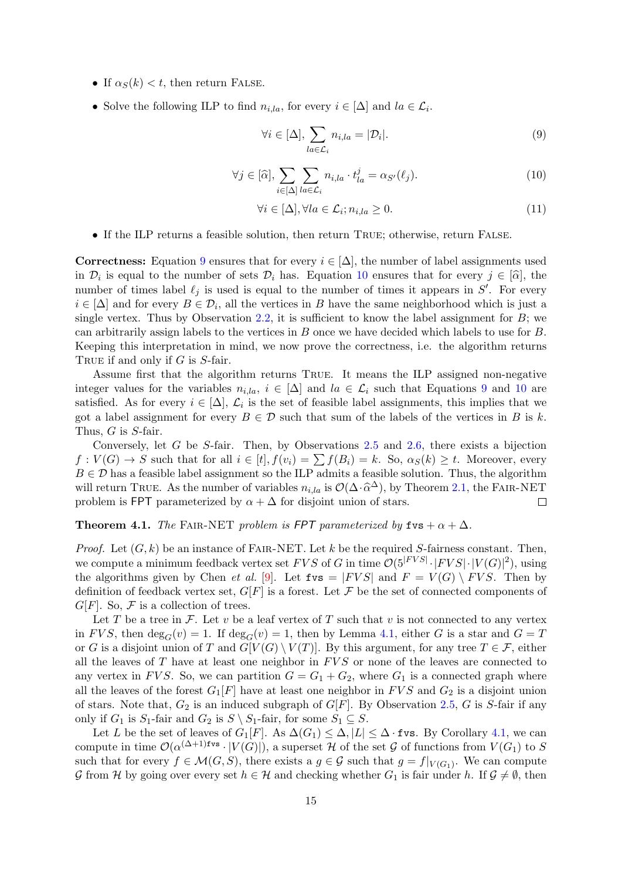- If $\alpha_S(k) < t$, then return False.
- Solve the following ILP to find $n_{i,la}$, for every $i \in [\Delta]$ and $la \in \mathcal{L}_i$.

$$\forall i \in [\Delta], \sum_{la \in \mathcal{L}_i} n_{i,la} = |\mathcal{D}_i|. \tag{9}$$

$$\forall j \in [\widehat{\alpha}], \sum_{i \in [\Delta]} \sum_{la \in \mathcal{L}_i} n_{i,la} \cdot t^j_{la} = \alpha_{S'}(\ell_j). \tag{10}$$

$$\forall i \in [\Delta], \forall la \in \mathcal{L}_i; n_{i,la} \geq 0. \tag{11}$$

- If the ILP returns a feasible solution, then return True; otherwise, return False.

**Correctness:** Equation 9 ensures that for every $i \in [\Delta]$, the number of label assignments used in $\mathcal{D}_i$ is equal to the number of sets $\mathcal{D}_i$ has. Equation 10 ensures that for every $j \in [\widehat{\alpha}]$, the number of times label $\ell_j$ is used is equal to the number of times it appears in $S'$. For every $i \in [\Delta]$ and for every $B \in \mathcal{D}_i$, all the vertices in $B$ have the same neighborhood which is just a single vertex. Thus by Observation 2.2, it is sufficient to know the label assignment for $B$; we can arbitrarily assign labels to the vertices in $B$ once we have decided which labels to use for $B$. Keeping this interpretation in mind, we now prove the correctness, i.e. the algorithm returns True if and only if $G$ is $S$-fair.

Assume first that the algorithm returns True. It means the ILP assigned non-negative integer values for the variables $n_{i,la}$, $i \in [\Delta]$ and $la \in \mathcal{L}_i$ such that Equations 9 and 10 are satisfied. As for every $i \in [\Delta]$, $\mathcal{L}_i$ is the set of feasible label assignments, this implies that we got a label assignment for every $B \in \mathcal{D}$ such that sum of the labels of the vertices in $B$ is $k$. Thus, $G$ is $S$-fair.

Conversely, let $G$ be $S$-fair. Then, by Observations 2.5 and 2.6, there exists a bijection $f : V(G) \to S$ such that for all $i \in [t], f(v_i) = \sum f(B_i) = k$. So, $\alpha_S(k) \geq t$. Moreover, every $B \in \mathcal{D}$ has a feasible label assignment so the ILP admits a feasible solution. Thus, the algorithm will return True. As the number of variables $n_{i,la}$ is $\mathcal{O}(\Delta \cdot \widehat{\alpha}^{\Delta})$, by Theorem 2.1, the Fair-Net problem is FPT parameterized by $\alpha + \Delta$ for disjoint union of stars. ◻

**Theorem 4.1.** *The* Fair-Net *problem is FPT parameterized by* $\texttt{fvs} + \alpha + \Delta$.

*Proof.* Let $(G, k)$ be an instance of Fair-Net. Let $k$ be the required $S$-fairness constant. Then, we compute a minimum feedback vertex set $FVS$ of $G$ in time $\mathcal{O}(5^{|FVS|} \cdot |FVS| \cdot |V(G)|^2)$, using the algorithms given by Chen *et al.* [9]. Let $\texttt{fvs} = |FVS|$ and $F = V(G) \setminus FVS$. Then by definition of feedback vertex set, $G[F]$ is a forest. Let $\mathcal{F}$ be the set of connected components of $G[F]$. So, $\mathcal{F}$ is a collection of trees.

Let $T$ be a tree in $\mathcal{F}$. Let $v$ be a leaf vertex of $T$ such that $v$ is not connected to any vertex in $FVS$, then $\deg_G(v) = 1$. If $\deg_G(v) = 1$, then by Lemma 4.1, either $G$ is a star and $G = T$ or $G$ is a disjoint union of $T$ and $G[V(G) \setminus V(T)]$. By this argument, for any tree $T \in \mathcal{F}$, either all the leaves of $T$ have at least one neighbor in $FVS$ or none of the leaves are connected to any vertex in $FVS$. So, we can partition $G = G_1 + G_2$, where $G_1$ is a connected graph where all the leaves of the forest $G_1[F]$ have at least one neighbor in $FVS$ and $G_2$ is a disjoint union of stars. Note that, $G_2$ is an induced subgraph of $G[F]$. By Observation 2.5, $G$ is $S$-fair if any only if $G_1$ is $S_1$-fair and $G_2$ is $S \setminus S_1$-fair, for some $S_1 \subseteq S$.

Let $L$ be the set of leaves of $G_1[F]$. As $\Delta(G_1) \leq \Delta, |L| \leq \Delta \cdot \texttt{fvs}$. By Corollary 4.1, we can compute in time $\mathcal{O}(\alpha^{(\Delta+1)\texttt{fvs}} \cdot |V(G)|)$, a superset $\mathcal{H}$ of the set $\mathcal{G}$ of functions from $V(G_1)$ to $S$ such that for every $f \in \mathcal{M}(G, S)$, there exists a $g \in \mathcal{G}$ such that $g = f|_{V(G_1)}$. We can compute $\mathcal{G}$ from $\mathcal{H}$ by going over every set $h \in \mathcal{H}$ and checking whether $G_1$ is fair under $h$. If $\mathcal{G} \neq \emptyset$, then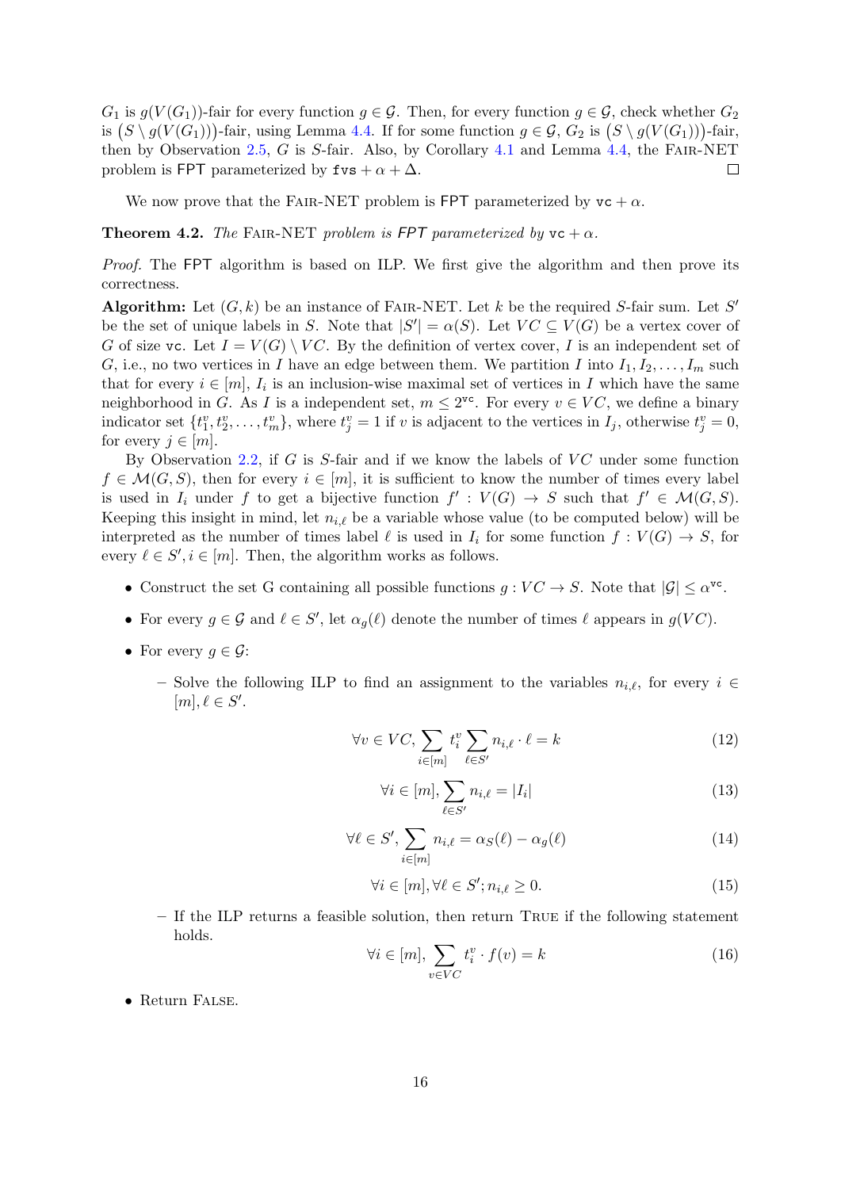$G_1$ is $g(V(G_1))$-fair for every function $g \in \mathcal{G}$. Then, for every function $g \in \mathcal{G}$, check whether $G_2$ is $\big(S \setminus g(V(G_1))\big)$-fair, using Lemma 4.4. If for some function $g \in \mathcal{G}$, $G_2$ is $\big(S \setminus g(V(G_1))\big)$-fair, then by Observation 2.5, $G$ is $S$-fair. Also, by Corollary 4.1 and Lemma 4.4, the FAIR-NET problem is FPT parameterized by $\texttt{fvs} + \alpha + \Delta$. ☐

We now prove that the FAIR-NET problem is FPT parameterized by $\texttt{vc} + \alpha$.

**Theorem 4.2.** *The* FAIR-NET *problem is FPT parameterized by* $\texttt{vc} + \alpha$.

*Proof.* The FPT algorithm is based on ILP. We first give the algorithm and then prove its correctness.

**Algorithm:** Let $(G, k)$ be an instance of FAIR-NET. Let $k$ be the required $S$-fair sum. Let $S'$ be the set of unique labels in $S$. Note that $|S'| = \alpha(S)$. Let $VC \subseteq V(G)$ be a vertex cover of $G$ of size $\texttt{vc}$. Let $I = V(G) \setminus VC$. By the definition of vertex cover, $I$ is an independent set of $G$, i.e., no two vertices in $I$ have an edge between them. We partition $I$ into $I_1, I_2, \ldots, I_m$ such that for every $i \in [m]$, $I_i$ is an inclusion-wise maximal set of vertices in $I$ which have the same neighborhood in $G$. As $I$ is a independent set, $m \leq 2^{\texttt{vc}}$. For every $v \in VC$, we define a binary indicator set $\{t^v_1, t^v_2, \ldots, t^v_m\}$, where $t^v_j = 1$ if $v$ is adjacent to the vertices in $I_j$, otherwise $t^v_j = 0$, for every $j \in [m]$.

By Observation 2.2, if $G$ is $S$-fair and if we know the labels of $VC$ under some function $f \in \mathcal{M}(G, S)$, then for every $i \in [m]$, it is sufficient to know the number of times every label is used in $I_i$ under $f$ to get a bijective function $f' : V(G) \to S$ such that $f' \in \mathcal{M}(G, S)$. Keeping this insight in mind, let $n_{i,\ell}$ be a variable whose value (to be computed below) will be interpreted as the number of times label $\ell$ is used in $I_i$ for some function $f : V(G) \to S$, for every $\ell \in S', i \in [m]$. Then, the algorithm works as follows.

- Construct the set G containing all possible functions $g : VC \to S$. Note that $|\mathcal{G}| \leq \alpha^{\texttt{vc}}$.
- For every $g \in \mathcal{G}$ and $\ell \in S'$, let $\alpha_g(\ell)$ denote the number of times $\ell$ appears in $g(VC)$.
- For every $g \in \mathcal{G}$:
  - Solve the following ILP to find an assignment to the variables $n_{i,\ell}$, for every $i \in [m], \ell \in S'$.

$$\forall v \in VC, \sum_{i \in [m]} t^v_i \sum_{\ell \in S'} n_{i,\ell} \cdot \ell = k \tag{12}$$

$$\forall i \in [m], \sum_{\ell \in S'} n_{i,\ell} = |I_i| \tag{13}$$

$$\forall \ell \in S', \sum_{i \in [m]} n_{i,\ell} = \alpha_S(\ell) - \alpha_g(\ell) \tag{14}$$

$$\forall i \in [m], \forall \ell \in S'; n_{i,\ell} \geq 0. \tag{15}$$

  - If the ILP returns a feasible solution, then return TRUE if the following statement holds.

$$\forall i \in [m], \sum_{v \in VC} t^v_i \cdot f(v) = k \tag{16}$$

- Return FALSE.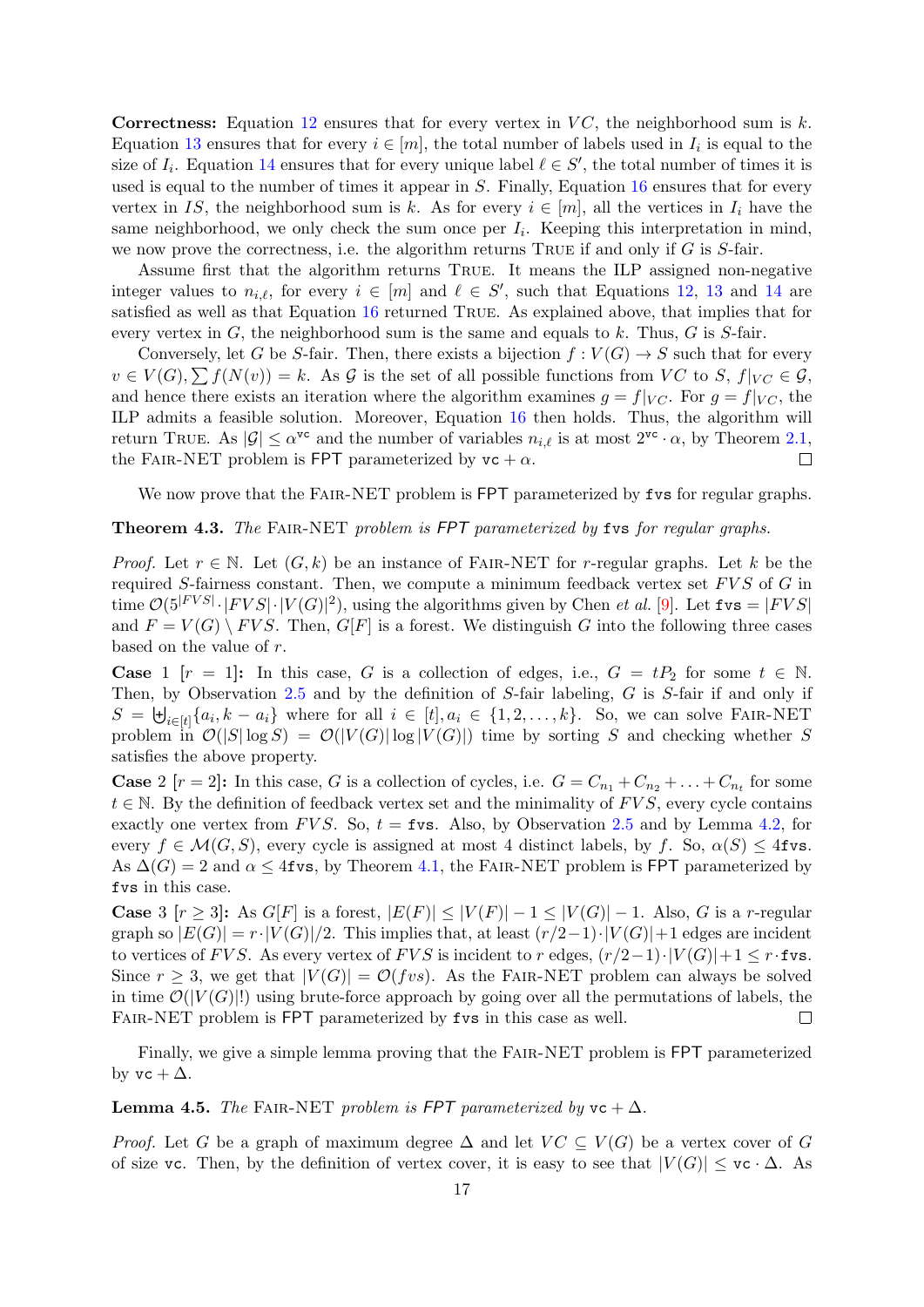**Correctness:** Equation 12 ensures that for every vertex in $VC$, the neighborhood sum is $k$. Equation 13 ensures that for every $i \in [m]$, the total number of labels used in $I_i$ is equal to the size of $I_i$. Equation 14 ensures that for every unique label $\ell \in S'$, the total number of times it is used is equal to the number of times it appear in $S$. Finally, Equation 16 ensures that for every vertex in $IS$, the neighborhood sum is $k$. As for every $i \in [m]$, all the vertices in $I_i$ have the same neighborhood, we only check the sum once per $I_i$. Keeping this interpretation in mind, we now prove the correctness, i.e. the algorithm returns True if and only if $G$ is $S$-fair.

Assume first that the algorithm returns True. It means the ILP assigned non-negative integer values to $n_{i,\ell}$, for every $i \in [m]$ and $\ell \in S'$, such that Equations 12, 13 and 14 are satisfied as well as that Equation 16 returned True. As explained above, that implies that for every vertex in $G$, the neighborhood sum is the same and equals to $k$. Thus, $G$ is $S$-fair.

Conversely, let $G$ be $S$-fair. Then, there exists a bijection $f : V(G) \to S$ such that for every $v \in V(G), \sum f(N(v)) = k$. As $\mathcal{G}$ is the set of all possible functions from $VC$ to $S$, $f|_{VC} \in \mathcal{G}$, and hence there exists an iteration where the algorithm examines $g = f|_{VC}$. For $g = f|_{VC}$, the ILP admits a feasible solution. Moreover, Equation 16 then holds. Thus, the algorithm will return True. As $|\mathcal{G}| \leq \alpha^{\texttt{vc}}$ and the number of variables $n_{i,\ell}$ is at most $2^{\texttt{vc}} \cdot \alpha$, by Theorem 2.1, the Fair-NET problem is FPT parameterized by $\texttt{vc} + \alpha$. ◻

We now prove that the Fair-NET problem is FPT parameterized by $\texttt{fvs}$ for regular graphs.

**Theorem 4.3.** *The* Fair-NET *problem is FPT parameterized by* $\texttt{fvs}$ *for regular graphs.*

*Proof.* Let $r \in \mathbb{N}$. Let $(G, k)$ be an instance of Fair-NET for $r$-regular graphs. Let $k$ be the required $S$-fairness constant. Then, we compute a minimum feedback vertex set $FVS$ of $G$ in time $\mathcal{O}(5^{|FVS|} \cdot |FVS| \cdot |V(G)|^2)$, using the algorithms given by Chen *et al.* [9]. Let $\texttt{fvs} = |FVS|$ and $F = V(G) \setminus FVS$. Then, $G[F]$ is a forest. We distinguish $G$ into the following three cases based on the value of $r$.

**Case 1 [$r = 1$]:** In this case, $G$ is a collection of edges, i.e., $G = tP_2$ for some $t \in \mathbb{N}$. Then, by Observation 2.5 and by the definition of $S$-fair labeling, $G$ is $S$-fair if and only if $S = \biguplus_{i \in [t]} \{a_i, k - a_i\}$ where for all $i \in [t], a_i \in \{1, 2, \ldots, k\}$. So, we can solve Fair-NET problem in $\mathcal{O}(|S| \log S) = \mathcal{O}(|V(G)| \log |V(G)|)$ time by sorting $S$ and checking whether $S$ satisfies the above property.

**Case 2 [$r = 2$]:** In this case, $G$ is a collection of cycles, i.e. $G = C_{n_1} + C_{n_2} + \ldots + C_{n_t}$ for some $t \in \mathbb{N}$. By the definition of feedback vertex set and the minimality of $FVS$, every cycle contains exactly one vertex from $FVS$. So, $t = \texttt{fvs}$. Also, by Observation 2.5 and by Lemma 4.2, for every $f \in \mathcal{M}(G, S)$, every cycle is assigned at most 4 distinct labels, by $f$. So, $\alpha(S) \leq 4\texttt{fvs}$. As $\Delta(G) = 2$ and $\alpha \leq 4\texttt{fvs}$, by Theorem 4.1, the Fair-NET problem is FPT parameterized by $\texttt{fvs}$ in this case.

**Case 3 [$r \geq 3$]:** As $G[F]$ is a forest, $|E(F)| \leq |V(F)| - 1 \leq |V(G)| - 1$. Also, $G$ is a $r$-regular graph so $|E(G)| = r \cdot |V(G)|/2$. This implies that, at least $(r/2 - 1) \cdot |V(G)| + 1$ edges are incident to vertices of $FVS$. As every vertex of $FVS$ is incident to $r$ edges, $(r/2 - 1) \cdot |V(G)| + 1 \leq r \cdot \texttt{fvs}$. Since $r \geq 3$, we get that $|V(G)| = \mathcal{O}(fvs)$. As the Fair-NET problem can always be solved in time $\mathcal{O}(|V(G)|!)$ using brute-force approach by going over all the permutations of labels, the Fair-NET problem is FPT parameterized by $\texttt{fvs}$ in this case as well. ◻

Finally, we give a simple lemma proving that the Fair-NET problem is FPT parameterized by $\texttt{vc} + \Delta$.

**Lemma 4.5.** *The* Fair-NET *problem is FPT parameterized by* $\texttt{vc} + \Delta$.

*Proof.* Let $G$ be a graph of maximum degree $\Delta$ and let $VC \subseteq V(G)$ be a vertex cover of $G$ of size $\texttt{vc}$. Then, by the definition of vertex cover, it is easy to see that $|V(G)| \leq \texttt{vc} \cdot \Delta$. As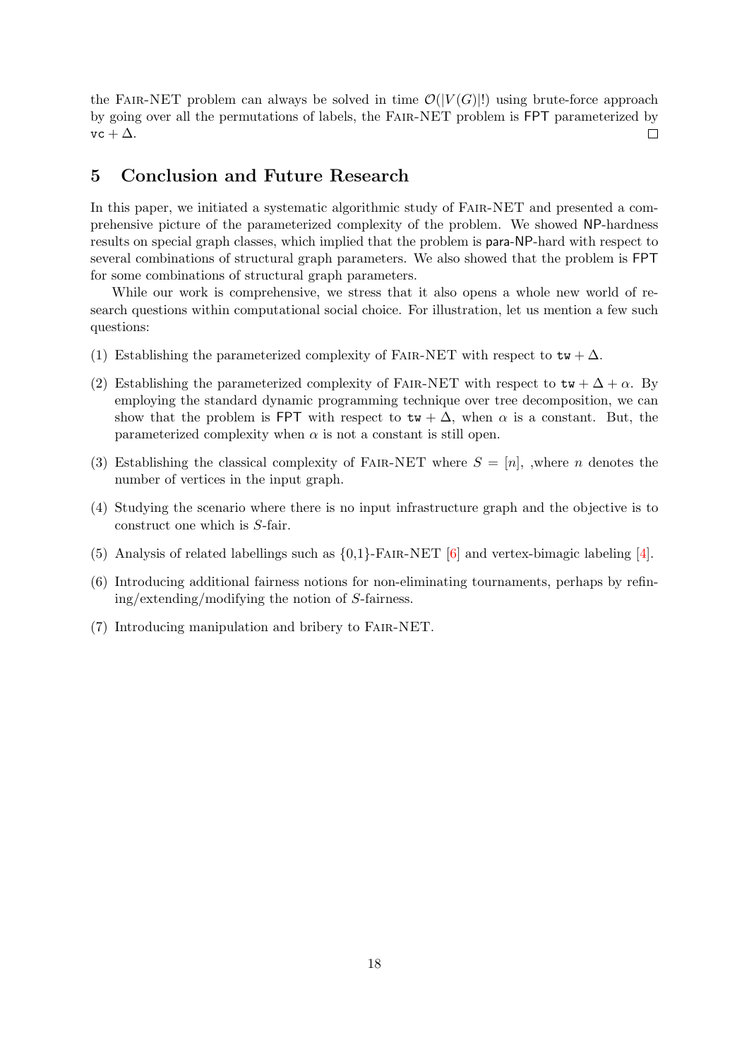the FAIR-NET problem can always be solved in time $\mathcal{O}(|V(G)|!)$ using brute-force approach by going over all the permutations of labels, the FAIR-NET problem is FPT parameterized by $\texttt{vc} + \Delta$. $\square$

## 5 Conclusion and Future Research

In this paper, we initiated a systematic algorithmic study of FAIR-NET and presented a comprehensive picture of the parameterized complexity of the problem. We showed NP-hardness results on special graph classes, which implied that the problem is para-NP-hard with respect to several combinations of structural graph parameters. We also showed that the problem is FPT for some combinations of structural graph parameters.

While our work is comprehensive, we stress that it also opens a whole new world of research questions within computational social choice. For illustration, let us mention a few such questions:

(1) Establishing the parameterized complexity of FAIR-NET with respect to $\texttt{tw} + \Delta$.

(2) Establishing the parameterized complexity of FAIR-NET with respect to $\texttt{tw} + \Delta + \alpha$. By employing the standard dynamic programming technique over tree decomposition, we can show that the problem is FPT with respect to $\texttt{tw} + \Delta$, when $\alpha$ is a constant. But, the parameterized complexity when $\alpha$ is not a constant is still open.

(3) Establishing the classical complexity of FAIR-NET where $S = [n]$, ,where $n$ denotes the number of vertices in the input graph.

(4) Studying the scenario where there is no input infrastructure graph and the objective is to construct one which is $S$-fair.

(5) Analysis of related labellings such as {0,1}-FAIR-NET [6] and vertex-bimagic labeling [4].

(6) Introducing additional fairness notions for non-eliminating tournaments, perhaps by refining/extending/modifying the notion of $S$-fairness.

(7) Introducing manipulation and bribery to FAIR-NET.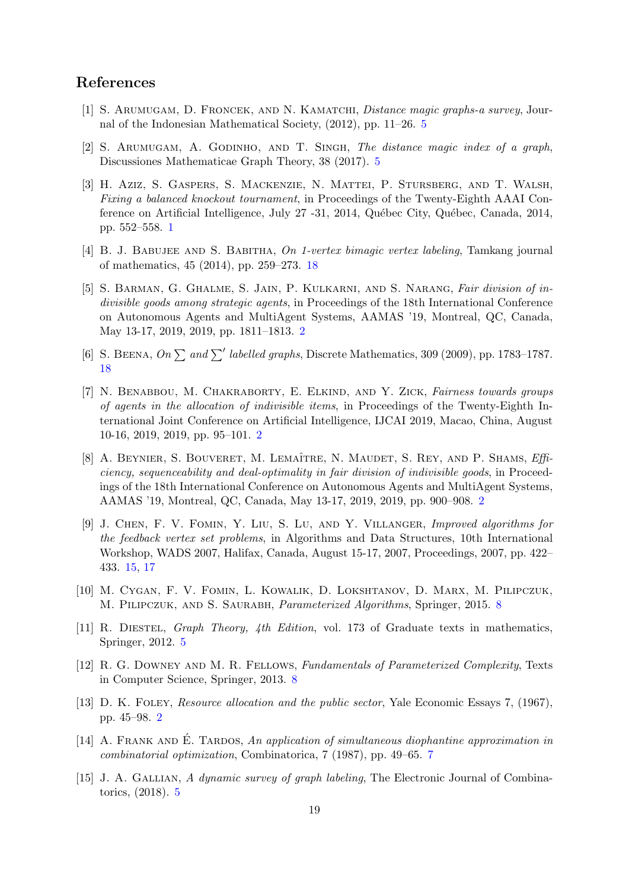## References

[1] S. Arumugam, D. Froncek, and N. Kamatchi, *Distance magic graphs-a survey*, Journal of the Indonesian Mathematical Society, (2012), pp. 11–26. 5

[2] S. Arumugam, A. Godinho, and T. Singh, *The distance magic index of a graph*, Discussiones Mathematicae Graph Theory, 38 (2017). 5

[3] H. Aziz, S. Gaspers, S. Mackenzie, N. Mattei, P. Stursberg, and T. Walsh, *Fixing a balanced knockout tournament*, in Proceedings of the Twenty-Eighth AAAI Conference on Artificial Intelligence, July 27 -31, 2014, Québec City, Québec, Canada, 2014, pp. 552–558. 1

[4] B. J. Babujee and S. Babitha, *On 1-vertex bimagic vertex labeling*, Tamkang journal of mathematics, 45 (2014), pp. 259–273. 18

[5] S. Barman, G. Ghalme, S. Jain, P. Kulkarni, and S. Narang, *Fair division of indivisible goods among strategic agents*, in Proceedings of the 18th International Conference on Autonomous Agents and MultiAgent Systems, AAMAS '19, Montreal, QC, Canada, May 13-17, 2019, 2019, pp. 1811–1813. 2

[6] S. Beena, *On $\sum$ and $\sum'$ labelled graphs*, Discrete Mathematics, 309 (2009), pp. 1783–1787. 18

[7] N. Benabbou, M. Chakraborty, E. Elkind, and Y. Zick, *Fairness towards groups of agents in the allocation of indivisible items*, in Proceedings of the Twenty-Eighth International Joint Conference on Artificial Intelligence, IJCAI 2019, Macao, China, August 10-16, 2019, 2019, pp. 95–101. 2

[8] A. Beynier, S. Bouveret, M. Lemaître, N. Maudet, S. Rey, and P. Shams, *Efficiency, sequenceability and deal-optimality in fair division of indivisible goods*, in Proceedings of the 18th International Conference on Autonomous Agents and MultiAgent Systems, AAMAS '19, Montreal, QC, Canada, May 13-17, 2019, 2019, pp. 900–908. 2

[9] J. Chen, F. V. Fomin, Y. Liu, S. Lu, and Y. Villanger, *Improved algorithms for the feedback vertex set problems*, in Algorithms and Data Structures, 10th International Workshop, WADS 2007, Halifax, Canada, August 15-17, 2007, Proceedings, 2007, pp. 422–433. 15, 17

[10] M. Cygan, F. V. Fomin, L. Kowalik, D. Lokshtanov, D. Marx, M. Pilipczuk, M. Pilipczuk, and S. Saurabh, *Parameterized Algorithms*, Springer, 2015. 8

[11] R. Diestel, *Graph Theory, 4th Edition*, vol. 173 of Graduate texts in mathematics, Springer, 2012. 5

[12] R. G. Downey and M. R. Fellows, *Fundamentals of Parameterized Complexity*, Texts in Computer Science, Springer, 2013. 8

[13] D. K. Foley, *Resource allocation and the public sector*, Yale Economic Essays 7, (1967), pp. 45–98. 2

[14] A. Frank and É. Tardos, *An application of simultaneous diophantine approximation in combinatorial optimization*, Combinatorica, 7 (1987), pp. 49–65. 7

[15] J. A. Gallian, *A dynamic survey of graph labeling*, The Electronic Journal of Combinatorics, (2018). 5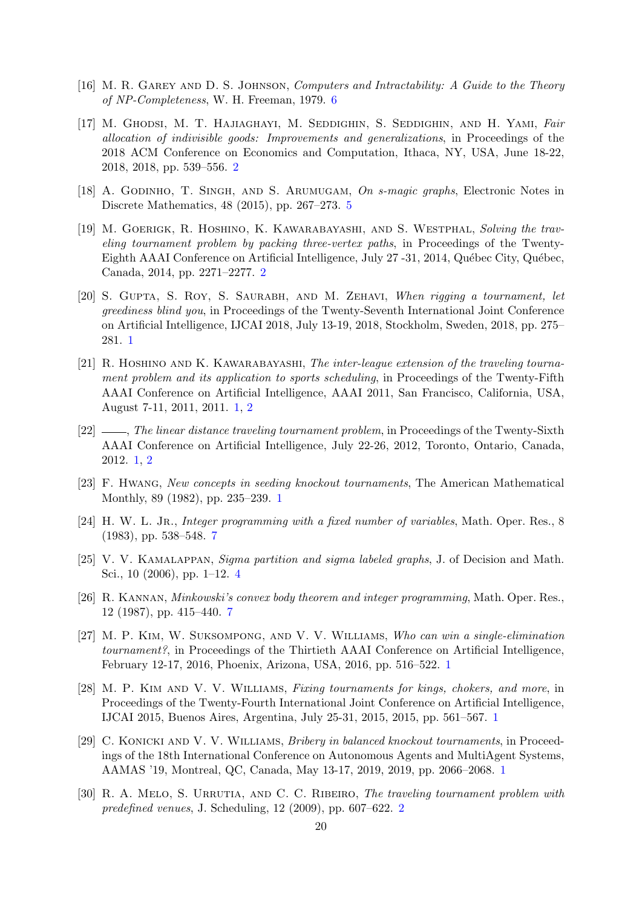[16] M. R. Garey and D. S. Johnson, *Computers and Intractability: A Guide to the Theory of NP-Completeness*, W. H. Freeman, 1979. 6

[17] M. Ghodsi, M. T. Hajiaghayi, M. Seddighin, S. Seddighin, and H. Yami, *Fair allocation of indivisible goods: Improvements and generalizations*, in Proceedings of the 2018 ACM Conference on Economics and Computation, Ithaca, NY, USA, June 18-22, 2018, 2018, pp. 539–556. 2

[18] A. Godinho, T. Singh, and S. Arumugam, *On s-magic graphs*, Electronic Notes in Discrete Mathematics, 48 (2015), pp. 267–273. 5

[19] M. Goerigk, R. Hoshino, K. Kawarabayashi, and S. Westphal, *Solving the traveling tournament problem by packing three-vertex paths*, in Proceedings of the Twenty-Eighth AAAI Conference on Artificial Intelligence, July 27 -31, 2014, Québec City, Québec, Canada, 2014, pp. 2271–2277. 2

[20] S. Gupta, S. Roy, S. Saurabh, and M. Zehavi, *When rigging a tournament, let greediness blind you*, in Proceedings of the Twenty-Seventh International Joint Conference on Artificial Intelligence, IJCAI 2018, July 13-19, 2018, Stockholm, Sweden, 2018, pp. 275–281. 1

[21] R. Hoshino and K. Kawarabayashi, *The inter-league extension of the traveling tournament problem and its application to sports scheduling*, in Proceedings of the Twenty-Fifth AAAI Conference on Artificial Intelligence, AAAI 2011, San Francisco, California, USA, August 7-11, 2011, 2011. 1, 2

[22] ——, *The linear distance traveling tournament problem*, in Proceedings of the Twenty-Sixth AAAI Conference on Artificial Intelligence, July 22-26, 2012, Toronto, Ontario, Canada, 2012. 1, 2

[23] F. Hwang, *New concepts in seeding knockout tournaments*, The American Mathematical Monthly, 89 (1982), pp. 235–239. 1

[24] H. W. L. Jr., *Integer programming with a fixed number of variables*, Math. Oper. Res., 8 (1983), pp. 538–548. 7

[25] V. V. Kamalappan, *Sigma partition and sigma labeled graphs*, J. of Decision and Math. Sci., 10 (2006), pp. 1–12. 4

[26] R. Kannan, *Minkowski's convex body theorem and integer programming*, Math. Oper. Res., 12 (1987), pp. 415–440. 7

[27] M. P. Kim, W. Suksompong, and V. V. Williams, *Who can win a single-elimination tournament?*, in Proceedings of the Thirtieth AAAI Conference on Artificial Intelligence, February 12-17, 2016, Phoenix, Arizona, USA, 2016, pp. 516–522. 1

[28] M. P. Kim and V. V. Williams, *Fixing tournaments for kings, chokers, and more*, in Proceedings of the Twenty-Fourth International Joint Conference on Artificial Intelligence, IJCAI 2015, Buenos Aires, Argentina, July 25-31, 2015, 2015, pp. 561–567. 1

[29] C. Konicki and V. V. Williams, *Bribery in balanced knockout tournaments*, in Proceedings of the 18th International Conference on Autonomous Agents and MultiAgent Systems, AAMAS '19, Montreal, QC, Canada, May 13-17, 2019, 2019, pp. 2066–2068. 1

[30] R. A. Melo, S. Urrutia, and C. C. Ribeiro, *The traveling tournament problem with predefined venues*, J. Scheduling, 12 (2009), pp. 607–622. 2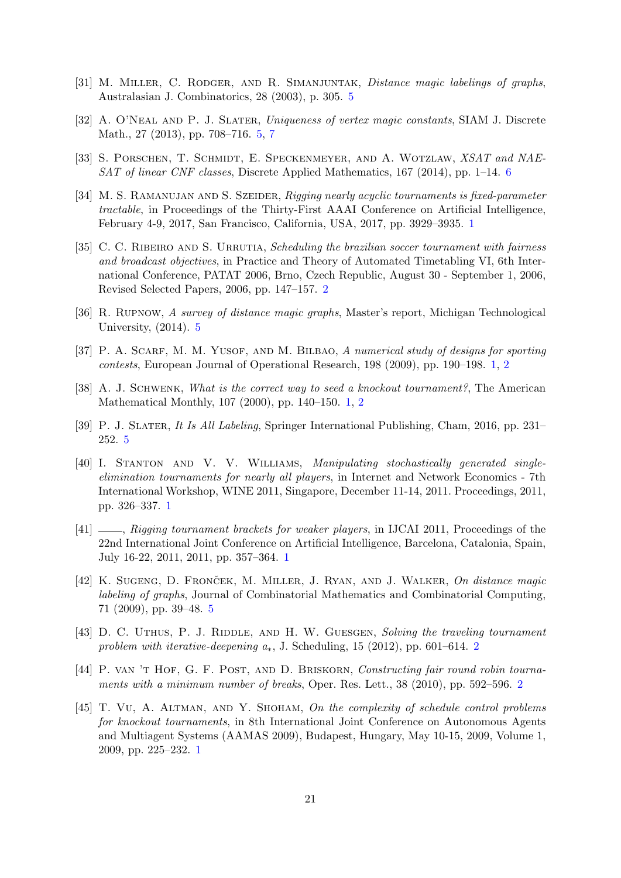[31] M. Miller, C. Rodger, and R. Simanjuntak, *Distance magic labelings of graphs*, Australasian J. Combinatorics, 28 (2003), p. 305. 5

[32] A. O'Neal and P. J. Slater, *Uniqueness of vertex magic constants*, SIAM J. Discrete Math., 27 (2013), pp. 708–716. 5, 7

[33] S. Porschen, T. Schmidt, E. Speckenmeyer, and A. Wotzlaw, *XSAT and NAE-SAT of linear CNF classes*, Discrete Applied Mathematics, 167 (2014), pp. 1–14. 6

[34] M. S. Ramanujan and S. Szeider, *Rigging nearly acyclic tournaments is fixed-parameter tractable*, in Proceedings of the Thirty-First AAAI Conference on Artificial Intelligence, February 4-9, 2017, San Francisco, California, USA, 2017, pp. 3929–3935. 1

[35] C. C. Ribeiro and S. Urrutia, *Scheduling the brazilian soccer tournament with fairness and broadcast objectives*, in Practice and Theory of Automated Timetabling VI, 6th International Conference, PATAT 2006, Brno, Czech Republic, August 30 - September 1, 2006, Revised Selected Papers, 2006, pp. 147–157. 2

[36] R. Rupnow, *A survey of distance magic graphs*, Master's report, Michigan Technological University, (2014). 5

[37] P. A. Scarf, M. M. Yusof, and M. Bilbao, *A numerical study of designs for sporting contests*, European Journal of Operational Research, 198 (2009), pp. 190–198. 1, 2

[38] A. J. Schwenk, *What is the correct way to seed a knockout tournament?*, The American Mathematical Monthly, 107 (2000), pp. 140–150. 1, 2

[39] P. J. Slater, *It Is All Labeling*, Springer International Publishing, Cham, 2016, pp. 231–252. 5

[40] I. Stanton and V. V. Williams, *Manipulating stochastically generated single-elimination tournaments for nearly all players*, in Internet and Network Economics - 7th International Workshop, WINE 2011, Singapore, December 11-14, 2011. Proceedings, 2011, pp. 326–337. 1

[41] ——, *Rigging tournament brackets for weaker players*, in IJCAI 2011, Proceedings of the 22nd International Joint Conference on Artificial Intelligence, Barcelona, Catalonia, Spain, July 16-22, 2011, 2011, pp. 357–364. 1

[42] K. Sugeng, D. Fronček, M. Miller, J. Ryan, and J. Walker, *On distance magic labeling of graphs*, Journal of Combinatorial Mathematics and Combinatorial Computing, 71 (2009), pp. 39–48. 5

[43] D. C. Uthus, P. J. Riddle, and H. W. Guesgen, *Solving the traveling tournament problem with iterative-deepening $a_*$*, J. Scheduling, 15 (2012), pp. 601–614. 2

[44] P. van 't Hof, G. F. Post, and D. Briskorn, *Constructing fair round robin tournaments with a minimum number of breaks*, Oper. Res. Lett., 38 (2010), pp. 592–596. 2

[45] T. Vu, A. Altman, and Y. Shoham, *On the complexity of schedule control problems for knockout tournaments*, in 8th International Joint Conference on Autonomous Agents and Multiagent Systems (AAMAS 2009), Budapest, Hungary, May 10-15, 2009, Volume 1, 2009, pp. 225–232. 1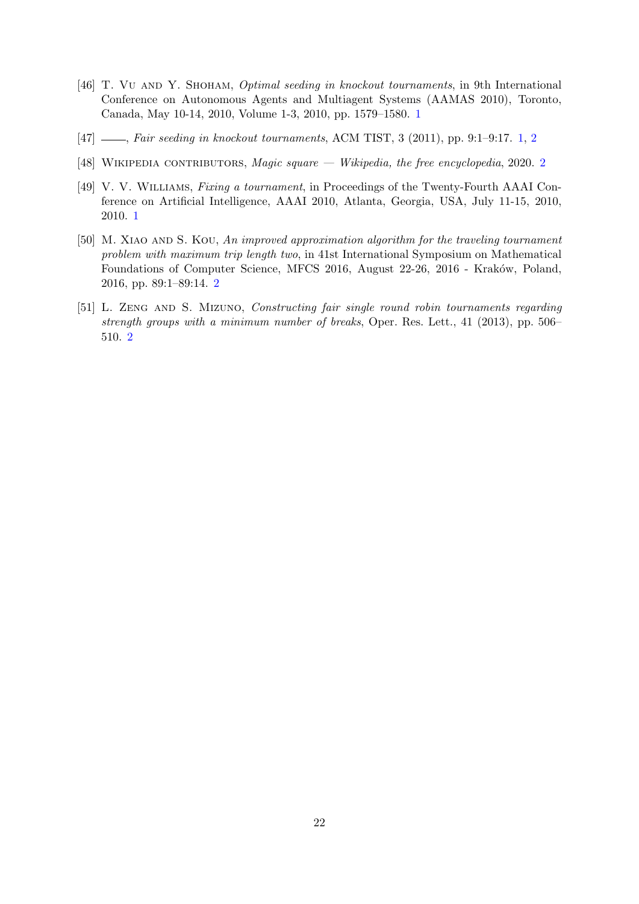[46] T. Vu and Y. Shoham, *Optimal seeding in knockout tournaments*, in 9th International Conference on Autonomous Agents and Multiagent Systems (AAMAS 2010), Toronto, Canada, May 10-14, 2010, Volume 1-3, 2010, pp. 1579–1580. 1

[47] ——, *Fair seeding in knockout tournaments*, ACM TIST, 3 (2011), pp. 9:1–9:17. 1, 2

[48] Wikipedia contributors, *Magic square — Wikipedia, the free encyclopedia*, 2020. 2

[49] V. V. Williams, *Fixing a tournament*, in Proceedings of the Twenty-Fourth AAAI Conference on Artificial Intelligence, AAAI 2010, Atlanta, Georgia, USA, July 11-15, 2010, 2010. 1

[50] M. Xiao and S. Kou, *An improved approximation algorithm for the traveling tournament problem with maximum trip length two*, in 41st International Symposium on Mathematical Foundations of Computer Science, MFCS 2016, August 22-26, 2016 - Kraków, Poland, 2016, pp. 89:1–89:14. 2

[51] L. Zeng and S. Mizuno, *Constructing fair single round robin tournaments regarding strength groups with a minimum number of breaks*, Oper. Res. Lett., 41 (2013), pp. 506–510. 2